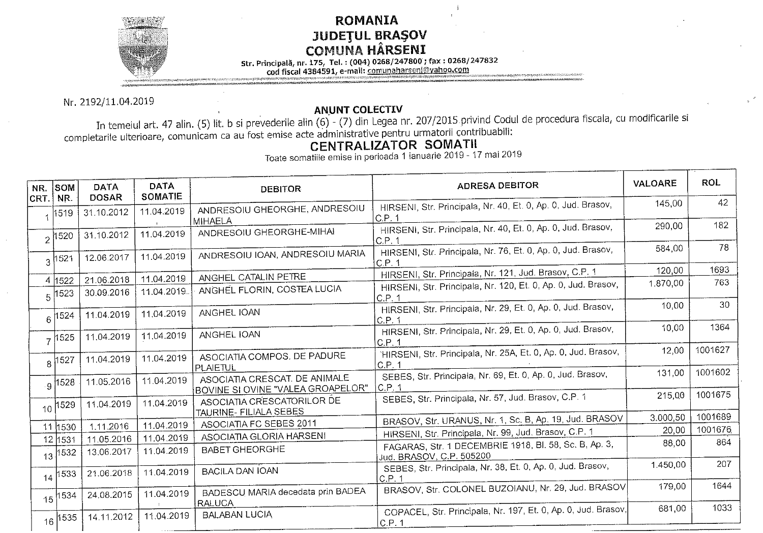# ROMANIA
## JUDEȚUL BRAȘOV
## COMUNA HÂRSENI

Str. Principală, nr. 175, Tel. : (004) 0268/247800 ; fax : 0268/247832
cod fiscal 4384591, e-mail: comunaharseni@yahoo.com

Nr. 2192/11.04.2019

**ANUNT COLECTIV**

In temeiul art. 47 alin. (5) lit. b si prevederile alin (6) - (7) din Legea nr. 207/2015 privind Codul de procedura fiscala, cu modificarile si completarile ulterioare, comunicam ca au fost emise acte administrative pentru urmatorii contribuabili:

## CENTRALIZATOR SOMATII

Toate somatiile emise in perioada 1 ianuarie 2019 - 17 mai 2019

| NR. CRT. | SOM NR. | DATA DOSAR | DATA SOMATIE | DEBITOR | ADRESA DEBITOR | VALOARE | ROL |
|---|---|---|---|---|---|---|---|
| 1 | 1519 | 31.10.2012 | 11.04.2019 | ANDRESOIU GHEORGHE, ANDRESOIU MIHAELA | HIRSENI, Str. Principala, Nr. 40, Et. 0, Ap. 0, Jud. Brasov, C.P. 1 | 145,00 | 42 |
| 2 | 1520 | 31.10.2012 | 11.04.2019 | ANDRESOIU GHEORGHE-MIHAI | HIRSENI, Str. Principala, Nr. 40, Et. 0, Ap. 0, Jud. Brasov, C.P. 1 | 290,00 | 182 |
| 3 | 1521 | 12.06.2017 | 11.04.2019 | ANDRESOIU IOAN, ANDRESOIU MARIA | HIRSENI, Str. Principala, Nr. 76, Et. 0, Ap. 0, Jud. Brasov, C.P. 1 | 584,00 | 78 |
| 4 | 1522 | 21.06.2018 | 11.04.2019 | ANGHEL CATALIN PETRE | HIRSENI, Str. Principala, Nr. 121, Jud. Brasov, C.P. 1 | 120,00 | 1693 |
| 5 | 1523 | 30.09.2016 | 11.04.2019 | ANGHEL FLORIN, COSTEA LUCIA | HIRSENI, Str. Principala, Nr. 120, Et. 0, Ap. 0, Jud. Brasov, C.P. 1 | 1.870,00 | 763 |
| 6 | 1524 | 11.04.2019 | 11.04.2019 | ANGHEL IOAN | HIRSENI, Str. Principala, Nr. 29, Et. 0, Ap. 0, Jud. Brasov, C.P. 1 | 10,00 | 30 |
| 7 | 1525 | 11.04.2019 | 11.04.2019 | ANGHEL IOAN | HIRSENI, Str. Principala, Nr. 29, Et. 0, Ap. 0, Jud. Brasov, C.P. 1 | 10,00 | 1364 |
| 8 | 1527 | 11.04.2019 | 11.04.2019 | ASOCIATIA COMPOS. DE PADURE PLAIETUL | HIRSENI, Str. Principala, Nr. 25A, Et. 0, Ap. 0, Jud. Brasov, C.P. 1 | 12,00 | 1001627 |
| 9 | 1528 | 11.05.2016 | 11.04.2019 | ASOCIATIA CRESCAT. DE ANIMALE BOVINE SI OVINE "VALEA GROAPELOR" | SEBES, Str. Principala, Nr. 69, Et. 0, Ap. 0, Jud. Brasov, C.P. 1 | 131,00 | 1001602 |
| 10 | 1529 | 11.04.2019 | 11.04.2019 | ASOCIATIA CRESCATORILOR DE TAURINE- FILIALA SEBES | SEBES, Str. Principala, Nr. 57, Jud. Brasov, C.P. 1 | 215,00 | 1001675 |
| 11 | 1530 | 1.11.2016 | 11.04.2019 | ASOCIATIA FC SEBES 2011 | BRASOV, Str. URANUS, Nr. 1, Sc. B, Ap. 19, Jud. BRASOV | 3.000,50 | 1001689 |
| 12 | 1531 | 11.05.2016 | 11.04.2019 | ASOCIATIA GLORIA HARSENI | HIRSENI, Str. Principala, Nr. 99, Jud. Brasov, C.P. 1 | 20,00 | 1001676 |
| 13 | 1532 | 13.06.2017 | 11.04.2019 | BABET GHEORGHE | FAGARAS, Str. 1 DECEMBRIE 1918, Bl. 58, Sc. B, Ap. 3, Jud. BRASOV, C.P. 505200 | 88,00 | 864 |
| 14 | 1533 | 21.06.2018 | 11.04.2019 | BACILA DAN IOAN | SEBES, Str. Principala, Nr. 38, Et. 0, Ap. 0, Jud. Brasov, C.P. 1 | 1.450,00 | 207 |
| 15 | 1534 | 24.08.2015 | 11.04.2019 | BADESCU MARIA decedata prin BADEA RALUCA | BRASOV, Str. COLONEL BUZOIANU, Nr. 29, Jud. BRASOV | 179,00 | 1644 |
| 16 | 1535 | 14.11.2012 | 11.04.2019 | BALABAN LUCIA | COPACEL, Str. Principala, Nr. 197, Et. 0, Ap. 0, Jud. Brasov, C.P. 1 | 681,00 | 1033 |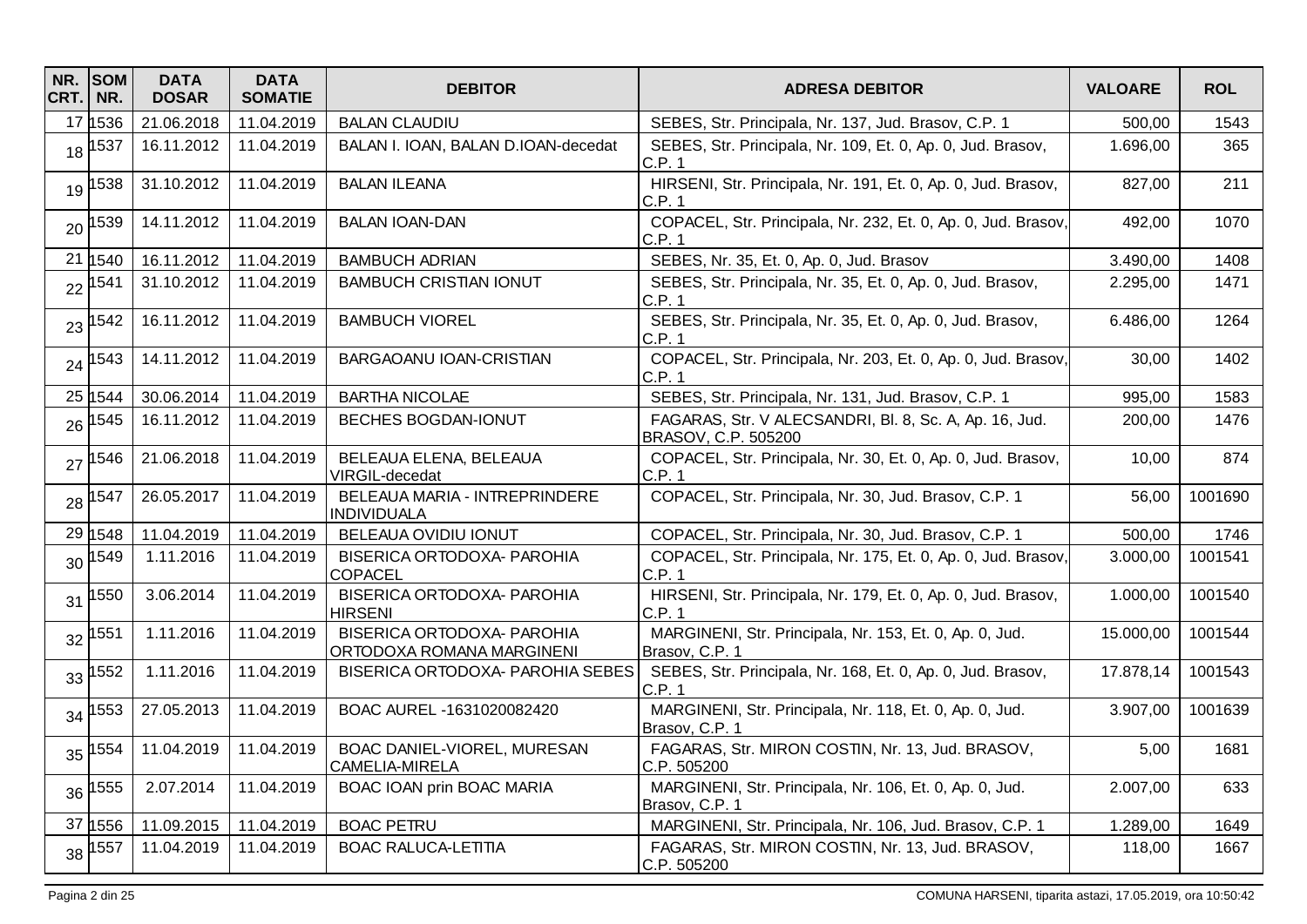| NR. CRT. | SOM NR. | DATA DOSAR | DATA SOMATIE | DEBITOR | ADRESA DEBITOR | VALOARE | ROL |
|---|---|---|---|---|---|---|---|
| 17 | 1536 | 21.06.2018 | 11.04.2019 | BALAN CLAUDIU | SEBES, Str. Principala, Nr. 137, Jud. Brasov, C.P. 1 | 500,00 | 1543 |
| 18 | 1537 | 16.11.2012 | 11.04.2019 | BALAN I. IOAN, BALAN D.IOAN-decedat | SEBES, Str. Principala, Nr. 109, Et. 0, Ap. 0, Jud. Brasov, C.P. 1 | 1.696,00 | 365 |
| 19 | 1538 | 31.10.2012 | 11.04.2019 | BALAN ILEANA | HIRSENI, Str. Principala, Nr. 191, Et. 0, Ap. 0, Jud. Brasov, C.P. 1 | 827,00 | 211 |
| 20 | 1539 | 14.11.2012 | 11.04.2019 | BALAN IOAN-DAN | COPACEL, Str. Principala, Nr. 232, Et. 0, Ap. 0, Jud. Brasov, C.P. 1 | 492,00 | 1070 |
| 21 | 1540 | 16.11.2012 | 11.04.2019 | BAMBUCH ADRIAN | SEBES, Nr. 35, Et. 0, Ap. 0, Jud. Brasov | 3.490,00 | 1408 |
| 22 | 1541 | 31.10.2012 | 11.04.2019 | BAMBUCH CRISTIAN IONUT | SEBES, Str. Principala, Nr. 35, Et. 0, Ap. 0, Jud. Brasov, C.P. 1 | 2.295,00 | 1471 |
| 23 | 1542 | 16.11.2012 | 11.04.2019 | BAMBUCH VIOREL | SEBES, Str. Principala, Nr. 35, Et. 0, Ap. 0, Jud. Brasov, C.P. 1 | 6.486,00 | 1264 |
| 24 | 1543 | 14.11.2012 | 11.04.2019 | BARGAOANU IOAN-CRISTIAN | COPACEL, Str. Principala, Nr. 203, Et. 0, Ap. 0, Jud. Brasov, C.P. 1 | 30,00 | 1402 |
| 25 | 1544 | 30.06.2014 | 11.04.2019 | BARTHA NICOLAE | SEBES, Str. Principala, Nr. 131, Jud. Brasov, C.P. 1 | 995,00 | 1583 |
| 26 | 1545 | 16.11.2012 | 11.04.2019 | BECHES BOGDAN-IONUT | FAGARAS, Str. V ALECSANDRI, Bl. 8, Sc. A, Ap. 16, Jud. BRASOV, C.P. 505200 | 200,00 | 1476 |
| 27 | 1546 | 21.06.2018 | 11.04.2019 | BELEAUA ELENA, BELEAUA VIRGIL-decedat | COPACEL, Str. Principala, Nr. 30, Et. 0, Ap. 0, Jud. Brasov, C.P. 1 | 10,00 | 874 |
| 28 | 1547 | 26.05.2017 | 11.04.2019 | BELEAUA MARIA - INTREPRINDERE INDIVIDUALA | COPACEL, Str. Principala, Nr. 30, Jud. Brasov, C.P. 1 | 56,00 | 1001690 |
| 29 | 1548 | 11.04.2019 | 11.04.2019 | BELEAUA OVIDIU IONUT | COPACEL, Str. Principala, Nr. 30, Jud. Brasov, C.P. 1 | 500,00 | 1746 |
| 30 | 1549 | 1.11.2016 | 11.04.2019 | BISERICA ORTODOXA- PAROHIA COPACEL | COPACEL, Str. Principala, Nr. 175, Et. 0, Ap. 0, Jud. Brasov, C.P. 1 | 3.000,00 | 1001541 |
| 31 | 1550 | 3.06.2014 | 11.04.2019 | BISERICA ORTODOXA- PAROHIA HIRSENI | HIRSENI, Str. Principala, Nr. 179, Et. 0, Ap. 0, Jud. Brasov, C.P. 1 | 1.000,00 | 1001540 |
| 32 | 1551 | 1.11.2016 | 11.04.2019 | BISERICA ORTODOXA- PAROHIA ORTODOXA ROMANA MARGINENI | MARGINENI, Str. Principala, Nr. 153, Et. 0, Ap. 0, Jud. Brasov, C.P. 1 | 15.000,00 | 1001544 |
| 33 | 1552 | 1.11.2016 | 11.04.2019 | BISERICA ORTODOXA- PAROHIA SEBES | SEBES, Str. Principala, Nr. 168, Et. 0, Ap. 0, Jud. Brasov, C.P. 1 | 17.878,14 | 1001543 |
| 34 | 1553 | 27.05.2013 | 11.04.2019 | BOAC AUREL -1631020082420 | MARGINENI, Str. Principala, Nr. 118, Et. 0, Ap. 0, Jud. Brasov, C.P. 1 | 3.907,00 | 1001639 |
| 35 | 1554 | 11.04.2019 | 11.04.2019 | BOAC DANIEL-VIOREL, MURESAN CAMELIA-MIRELA | FAGARAS, Str. MIRON COSTIN, Nr. 13, Jud. BRASOV, C.P. 505200 | 5,00 | 1681 |
| 36 | 1555 | 2.07.2014 | 11.04.2019 | BOAC IOAN prin BOAC MARIA | MARGINENI, Str. Principala, Nr. 106, Et. 0, Ap. 0, Jud. Brasov, C.P. 1 | 2.007,00 | 633 |
| 37 | 1556 | 11.09.2015 | 11.04.2019 | BOAC PETRU | MARGINENI, Str. Principala, Nr. 106, Jud. Brasov, C.P. 1 | 1.289,00 | 1649 |
| 38 | 1557 | 11.04.2019 | 11.04.2019 | BOAC RALUCA-LETITIA | FAGARAS, Str. MIRON COSTIN, Nr. 13, Jud. BRASOV, C.P. 505200 | 118,00 | 1667 |

COMUNA HARSENI, tiparita astazi, 17.05.2019, ora 10:50:42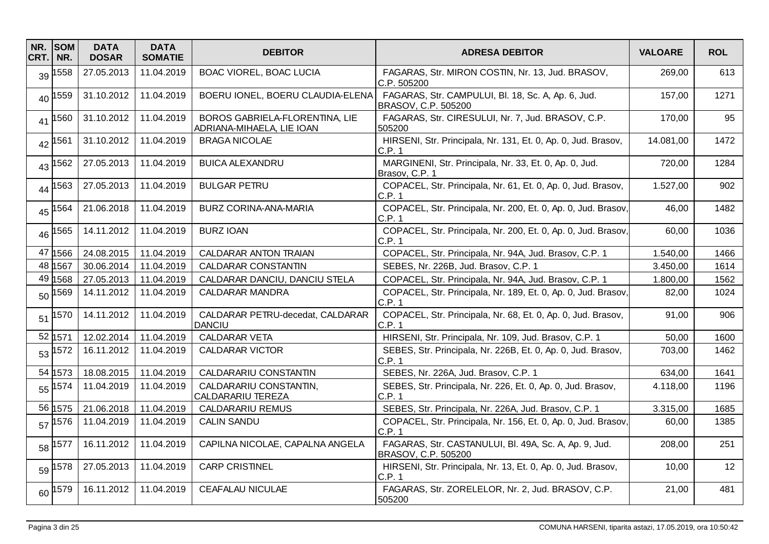| NR. CRT. | SOM NR. | DATA DOSAR | DATA SOMATIE | DEBITOR | ADRESA DEBITOR | VALOARE | ROL |
|---|---|---|---|---|---|---|---|
| 39 | 1558 | 27.05.2013 | 11.04.2019 | BOAC VIOREL, BOAC LUCIA | FAGARAS, Str. MIRON COSTIN, Nr. 13, Jud. BRASOV, C.P. 505200 | 269,00 | 613 |
| 40 | 1559 | 31.10.2012 | 11.04.2019 | BOERU IONEL, BOERU CLAUDIA-ELENA | FAGARAS, Str. CAMPULUI, Bl. 18, Sc. A, Ap. 6, Jud. BRASOV, C.P. 505200 | 157,00 | 1271 |
| 41 | 1560 | 31.10.2012 | 11.04.2019 | BOROS GABRIELA-FLORENTINA, LIE ADRIANA-MIHAELA, LIE IOAN | FAGARAS, Str. CIRESULUI, Nr. 7, Jud. BRASOV, C.P. 505200 | 170,00 | 95 |
| 42 | 1561 | 31.10.2012 | 11.04.2019 | BRAGA NICOLAE | HIRSENI, Str. Principala, Nr. 131, Et. 0, Ap. 0, Jud. Brasov, C.P. 1 | 14.081,00 | 1472 |
| 43 | 1562 | 27.05.2013 | 11.04.2019 | BUICA ALEXANDRU | MARGINENI, Str. Principala, Nr. 33, Et. 0, Ap. 0, Jud. Brasov, C.P. 1 | 720,00 | 1284 |
| 44 | 1563 | 27.05.2013 | 11.04.2019 | BULGAR PETRU | COPACEL, Str. Principala, Nr. 61, Et. 0, Ap. 0, Jud. Brasov, C.P. 1 | 1.527,00 | 902 |
| 45 | 1564 | 21.06.2018 | 11.04.2019 | BURZ CORINA-ANA-MARIA | COPACEL, Str. Principala, Nr. 200, Et. 0, Ap. 0, Jud. Brasov, C.P. 1 | 46,00 | 1482 |
| 46 | 1565 | 14.11.2012 | 11.04.2019 | BURZ IOAN | COPACEL, Str. Principala, Nr. 200, Et. 0, Ap. 0, Jud. Brasov, C.P. 1 | 60,00 | 1036 |
| 47 | 1566 | 24.08.2015 | 11.04.2019 | CALDARAR ANTON TRAIAN | COPACEL, Str. Principala, Nr. 94A, Jud. Brasov, C.P. 1 | 1.540,00 | 1466 |
| 48 | 1567 | 30.06.2014 | 11.04.2019 | CALDARAR CONSTANTIN | SEBES, Nr. 226B, Jud. Brasov, C.P. 1 | 3.450,00 | 1614 |
| 49 | 1568 | 27.05.2013 | 11.04.2019 | CALDARAR DANCIU, DANCIU STELA | COPACEL, Str. Principala, Nr. 94A, Jud. Brasov, C.P. 1 | 1.800,00 | 1562 |
| 50 | 1569 | 14.11.2012 | 11.04.2019 | CALDARAR MANDRA | COPACEL, Str. Principala, Nr. 189, Et. 0, Ap. 0, Jud. Brasov, C.P. 1 | 82,00 | 1024 |
| 51 | 1570 | 14.11.2012 | 11.04.2019 | CALDARAR PETRU-decedat, CALDARAR DANCIU | COPACEL, Str. Principala, Nr. 68, Et. 0, Ap. 0, Jud. Brasov, C.P. 1 | 91,00 | 906 |
| 52 | 1571 | 12.02.2014 | 11.04.2019 | CALDARAR VETA | HIRSENI, Str. Principala, Nr. 109, Jud. Brasov, C.P. 1 | 50,00 | 1600 |
| 53 | 1572 | 16.11.2012 | 11.04.2019 | CALDARAR VICTOR | SEBES, Str. Principala, Nr. 226B, Et. 0, Ap. 0, Jud. Brasov, C.P. 1 | 703,00 | 1462 |
| 54 | 1573 | 18.08.2015 | 11.04.2019 | CALDARARIU CONSTANTIN | SEBES, Nr. 226A, Jud. Brasov, C.P. 1 | 634,00 | 1641 |
| 55 | 1574 | 11.04.2019 | 11.04.2019 | CALDARARIU CONSTANTIN, CALDARARIU TEREZA | SEBES, Str. Principala, Nr. 226, Et. 0, Ap. 0, Jud. Brasov, C.P. 1 | 4.118,00 | 1196 |
| 56 | 1575 | 21.06.2018 | 11.04.2019 | CALDARARIU REMUS | SEBES, Str. Principala, Nr. 226A, Jud. Brasov, C.P. 1 | 3.315,00 | 1685 |
| 57 | 1576 | 11.04.2019 | 11.04.2019 | CALIN SANDU | COPACEL, Str. Principala, Nr. 156, Et. 0, Ap. 0, Jud. Brasov, C.P. 1 | 60,00 | 1385 |
| 58 | 1577 | 16.11.2012 | 11.04.2019 | CAPILNA NICOLAE, CAPALNA ANGELA | FAGARAS, Str. CASTANULUI, Bl. 49A, Sc. A, Ap. 9, Jud. BRASOV, C.P. 505200 | 208,00 | 251 |
| 59 | 1578 | 27.05.2013 | 11.04.2019 | CARP CRISTINEL | HIRSENI, Str. Principala, Nr. 13, Et. 0, Ap. 0, Jud. Brasov, C.P. 1 | 10,00 | 12 |
| 60 | 1579 | 16.11.2012 | 11.04.2019 | CEAFALAU NICULAE | FAGARAS, Str. ZORELELOR, Nr. 2, Jud. BRASOV, C.P. 505200 | 21,00 | 481 |

COMUNA HARSENI, tiparita astazi, 17.05.2019, ora 10:50:42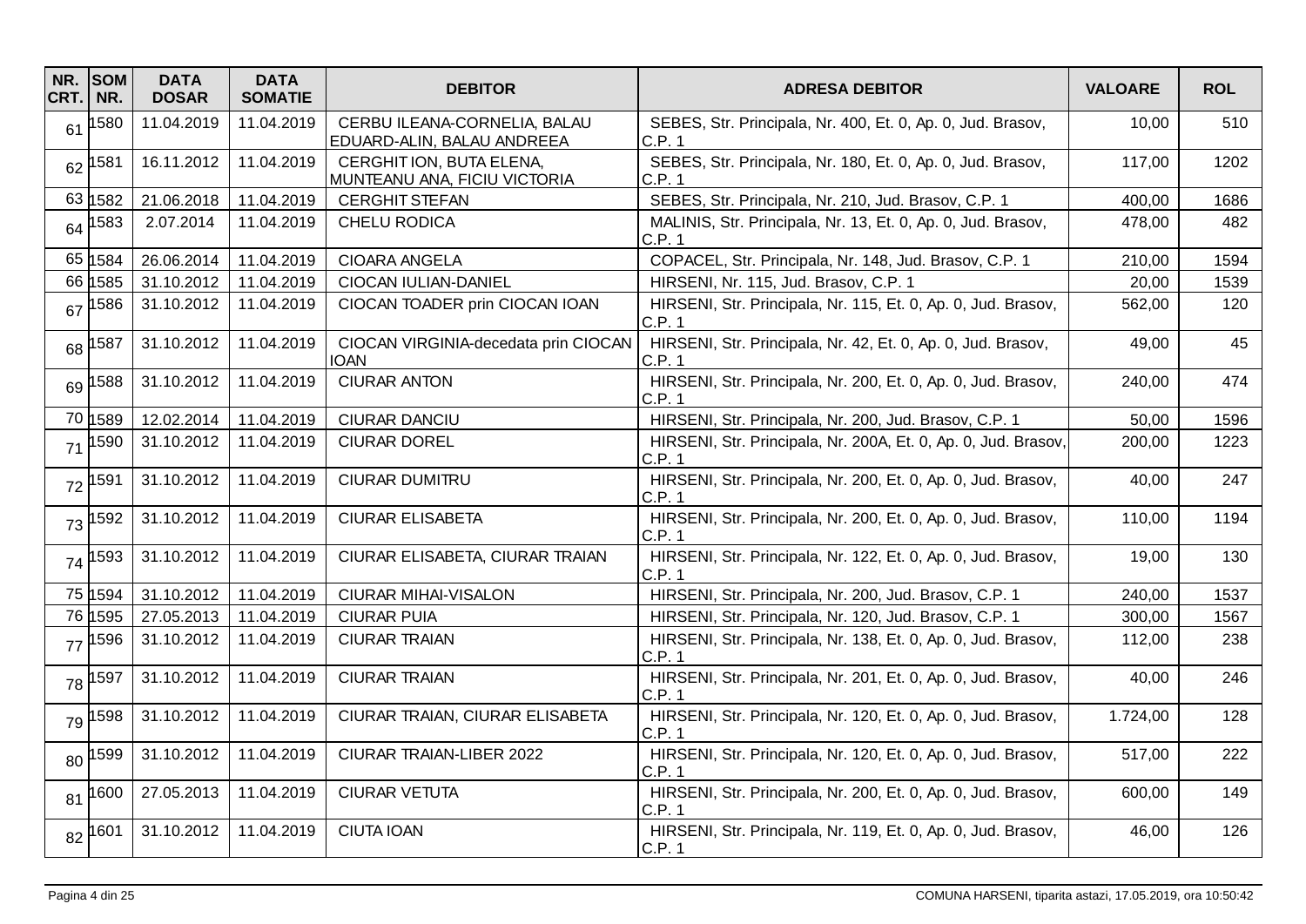| NR. CRT. | SOM NR. | DATA DOSAR | DATA SOMATIE | DEBITOR | ADRESA DEBITOR | VALOARE | ROL |
|---|---|---|---|---|---|---|---|
| 61 | 1580 | 11.04.2019 | 11.04.2019 | CERBU ILEANA-CORNELIA, BALAU EDUARD-ALIN, BALAU ANDREEA | SEBES, Str. Principala, Nr. 400, Et. 0, Ap. 0, Jud. Brasov, C.P. 1 | 10,00 | 510 |
| 62 | 1581 | 16.11.2012 | 11.04.2019 | CERGHIT ION, BUTA ELENA, MUNTEANU ANA, FICIU VICTORIA | SEBES, Str. Principala, Nr. 180, Et. 0, Ap. 0, Jud. Brasov, C.P. 1 | 117,00 | 1202 |
| 63 | 1582 | 21.06.2018 | 11.04.2019 | CERGHIT STEFAN | SEBES, Str. Principala, Nr. 210, Jud. Brasov, C.P. 1 | 400,00 | 1686 |
| 64 | 1583 | 2.07.2014 | 11.04.2019 | CHELU RODICA | MALINIS, Str. Principala, Nr. 13, Et. 0, Ap. 0, Jud. Brasov, C.P. 1 | 478,00 | 482 |
| 65 | 1584 | 26.06.2014 | 11.04.2019 | CIOARA ANGELA | COPACEL, Str. Principala, Nr. 148, Jud. Brasov, C.P. 1 | 210,00 | 1594 |
| 66 | 1585 | 31.10.2012 | 11.04.2019 | CIOCAN IULIAN-DANIEL | HIRSENI, Nr. 115, Jud. Brasov, C.P. 1 | 20,00 | 1539 |
| 67 | 1586 | 31.10.2012 | 11.04.2019 | CIOCAN TOADER prin CIOCAN IOAN | HIRSENI, Str. Principala, Nr. 115, Et. 0, Ap. 0, Jud. Brasov, C.P. 1 | 562,00 | 120 |
| 68 | 1587 | 31.10.2012 | 11.04.2019 | CIOCAN VIRGINIA-decedata prin CIOCAN IOAN | HIRSENI, Str. Principala, Nr. 42, Et. 0, Ap. 0, Jud. Brasov, C.P. 1 | 49,00 | 45 |
| 69 | 1588 | 31.10.2012 | 11.04.2019 | CIURAR ANTON | HIRSENI, Str. Principala, Nr. 200, Et. 0, Ap. 0, Jud. Brasov, C.P. 1 | 240,00 | 474 |
| 70 | 1589 | 12.02.2014 | 11.04.2019 | CIURAR DANCIU | HIRSENI, Str. Principala, Nr. 200, Jud. Brasov, C.P. 1 | 50,00 | 1596 |
| 71 | 1590 | 31.10.2012 | 11.04.2019 | CIURAR DOREL | HIRSENI, Str. Principala, Nr. 200A, Et. 0, Ap. 0, Jud. Brasov, C.P. 1 | 200,00 | 1223 |
| 72 | 1591 | 31.10.2012 | 11.04.2019 | CIURAR DUMITRU | HIRSENI, Str. Principala, Nr. 200, Et. 0, Ap. 0, Jud. Brasov, C.P. 1 | 40,00 | 247 |
| 73 | 1592 | 31.10.2012 | 11.04.2019 | CIURAR ELISABETA | HIRSENI, Str. Principala, Nr. 200, Et. 0, Ap. 0, Jud. Brasov, C.P. 1 | 110,00 | 1194 |
| 74 | 1593 | 31.10.2012 | 11.04.2019 | CIURAR ELISABETA, CIURAR TRAIAN | HIRSENI, Str. Principala, Nr. 122, Et. 0, Ap. 0, Jud. Brasov, C.P. 1 | 19,00 | 130 |
| 75 | 1594 | 31.10.2012 | 11.04.2019 | CIURAR MIHAI-VISALON | HIRSENI, Str. Principala, Nr. 200, Jud. Brasov, C.P. 1 | 240,00 | 1537 |
| 76 | 1595 | 27.05.2013 | 11.04.2019 | CIURAR PUIA | HIRSENI, Str. Principala, Nr. 120, Jud. Brasov, C.P. 1 | 300,00 | 1567 |
| 77 | 1596 | 31.10.2012 | 11.04.2019 | CIURAR TRAIAN | HIRSENI, Str. Principala, Nr. 138, Et. 0, Ap. 0, Jud. Brasov, C.P. 1 | 112,00 | 238 |
| 78 | 1597 | 31.10.2012 | 11.04.2019 | CIURAR TRAIAN | HIRSENI, Str. Principala, Nr. 201, Et. 0, Ap. 0, Jud. Brasov, C.P. 1 | 40,00 | 246 |
| 79 | 1598 | 31.10.2012 | 11.04.2019 | CIURAR TRAIAN, CIURAR ELISABETA | HIRSENI, Str. Principala, Nr. 120, Et. 0, Ap. 0, Jud. Brasov, C.P. 1 | 1.724,00 | 128 |
| 80 | 1599 | 31.10.2012 | 11.04.2019 | CIURAR TRAIAN-LIBER 2022 | HIRSENI, Str. Principala, Nr. 120, Et. 0, Ap. 0, Jud. Brasov, C.P. 1 | 517,00 | 222 |
| 81 | 1600 | 27.05.2013 | 11.04.2019 | CIURAR VETUTA | HIRSENI, Str. Principala, Nr. 200, Et. 0, Ap. 0, Jud. Brasov, C.P. 1 | 600,00 | 149 |
| 82 | 1601 | 31.10.2012 | 11.04.2019 | CIUTA IOAN | HIRSENI, Str. Principala, Nr. 119, Et. 0, Ap. 0, Jud. Brasov, C.P. 1 | 46,00 | 126 |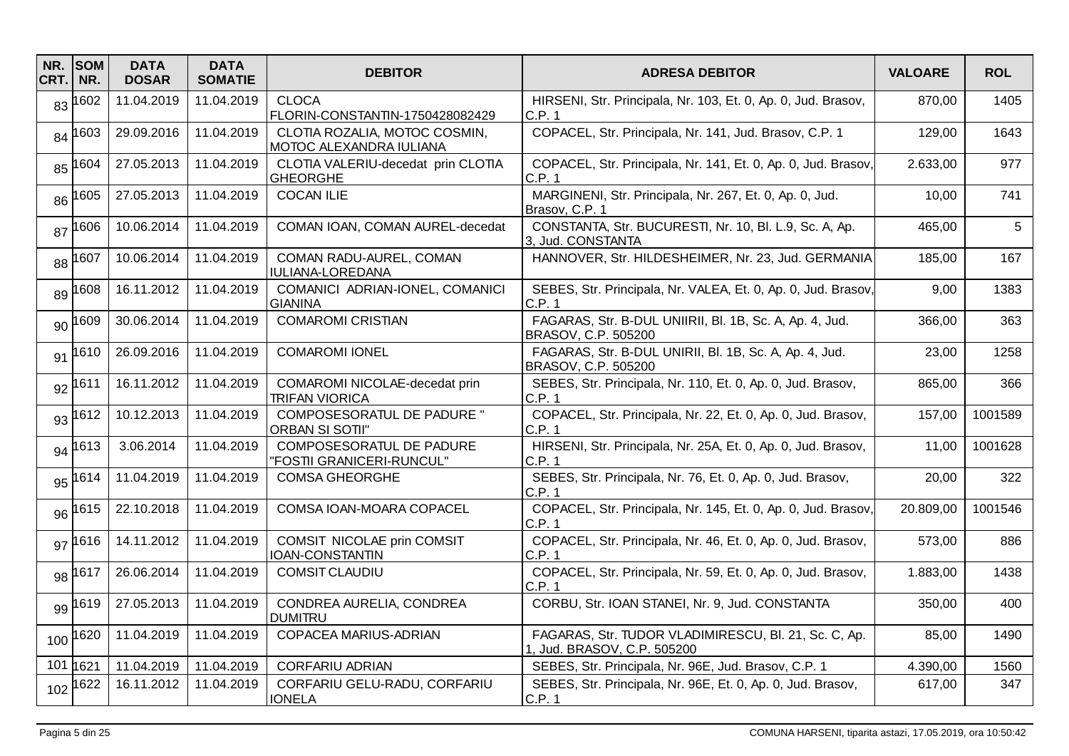| NR. CRT. | SOM NR. | DATA DOSAR | DATA SOMATIE | DEBITOR | ADRESA DEBITOR | VALOARE | ROL |
|---|---|---|---|---|---|---|---|
| 83 | 1602 | 11.04.2019 | 11.04.2019 | CLOCA FLORIN-CONSTANTIN-1750428082429 | HIRSENI, Str. Principala, Nr. 103, Et. 0, Ap. 0, Jud. Brasov, C.P. 1 | 870,00 | 1405 |
| 84 | 1603 | 29.09.2016 | 11.04.2019 | CLOTIA ROZALIA, MOTOC COSMIN, MOTOC ALEXANDRA IULIANA | COPACEL, Str. Principala, Nr. 141, Jud. Brasov, C.P. 1 | 129,00 | 1643 |
| 85 | 1604 | 27.05.2013 | 11.04.2019 | CLOTIA VALERIU-decedat prin CLOTIA GHEORGHE | COPACEL, Str. Principala, Nr. 141, Et. 0, Ap. 0, Jud. Brasov, C.P. 1 | 2.633,00 | 977 |
| 86 | 1605 | 27.05.2013 | 11.04.2019 | COCAN ILIE | MARGINENI, Str. Principala, Nr. 267, Et. 0, Ap. 0, Jud. Brasov, C.P. 1 | 10,00 | 741 |
| 87 | 1606 | 10.06.2014 | 11.04.2019 | COMAN IOAN, COMAN AUREL-decedat | CONSTANTA, Str. BUCURESTI, Nr. 10, Bl. L.9, Sc. A, Ap. 3, Jud. CONSTANTA | 465,00 | 5 |
| 88 | 1607 | 10.06.2014 | 11.04.2019 | COMAN RADU-AUREL, COMAN IULIANA-LOREDANA | HANNOVER, Str. HILDESHEIMER, Nr. 23, Jud. GERMANIA | 185,00 | 167 |
| 89 | 1608 | 16.11.2012 | 11.04.2019 | COMANICI ADRIAN-IONEL, COMANICI GIANINA | SEBES, Str. Principala, Nr. VALEA, Et. 0, Ap. 0, Jud. Brasov, C.P. 1 | 9,00 | 1383 |
| 90 | 1609 | 30.06.2014 | 11.04.2019 | COMAROMI CRISTIAN | FAGARAS, Str. B-DUL UNIIRII, Bl. 1B, Sc. A, Ap. 4, Jud. BRASOV, C.P. 505200 | 366,00 | 363 |
| 91 | 1610 | 26.09.2016 | 11.04.2019 | COMAROMI IONEL | FAGARAS, Str. B-DUL UNIRII, Bl. 1B, Sc. A, Ap. 4, Jud. BRASOV, C.P. 505200 | 23,00 | 1258 |
| 92 | 1611 | 16.11.2012 | 11.04.2019 | COMAROMI NICOLAE-decedat prin TRIFAN VIORICA | SEBES, Str. Principala, Nr. 110, Et. 0, Ap. 0, Jud. Brasov, C.P. 1 | 865,00 | 366 |
| 93 | 1612 | 10.12.2013 | 11.04.2019 | COMPOSESORATUL DE PADURE " ORBAN SI SOTII" | COPACEL, Str. Principala, Nr. 22, Et. 0, Ap. 0, Jud. Brasov, C.P. 1 | 157,00 | 1001589 |
| 94 | 1613 | 3.06.2014 | 11.04.2019 | COMPOSESORATUL DE PADURE "FOSTII GRANICERI-RUNCUL" | HIRSENI, Str. Principala, Nr. 25A, Et. 0, Ap. 0, Jud. Brasov, C.P. 1 | 11,00 | 1001628 |
| 95 | 1614 | 11.04.2019 | 11.04.2019 | COMSA GHEORGHE | SEBES, Str. Principala, Nr. 76, Et. 0, Ap. 0, Jud. Brasov, C.P. 1 | 20,00 | 322 |
| 96 | 1615 | 22.10.2018 | 11.04.2019 | COMSA IOAN-MOARA COPACEL | COPACEL, Str. Principala, Nr. 145, Et. 0, Ap. 0, Jud. Brasov, C.P. 1 | 20.809,00 | 1001546 |
| 97 | 1616 | 14.11.2012 | 11.04.2019 | COMSIT NICOLAE prin COMSIT IOAN-CONSTANTIN | COPACEL, Str. Principala, Nr. 46, Et. 0, Ap. 0, Jud. Brasov, C.P. 1 | 573,00 | 886 |
| 98 | 1617 | 26.06.2014 | 11.04.2019 | COMSIT CLAUDIU | COPACEL, Str. Principala, Nr. 59, Et. 0, Ap. 0, Jud. Brasov, C.P. 1 | 1.883,00 | 1438 |
| 99 | 1619 | 27.05.2013 | 11.04.2019 | CONDREA AURELIA, CONDREA DUMITRU | CORBU, Str. IOAN STANEI, Nr. 9, Jud. CONSTANTA | 350,00 | 400 |
| 100 | 1620 | 11.04.2019 | 11.04.2019 | COPACEA MARIUS-ADRIAN | FAGARAS, Str. TUDOR VLADIMIRESCU, Bl. 21, Sc. C, Ap. 1, Jud. BRASOV, C.P. 505200 | 85,00 | 1490 |
| 101 | 1621 | 11.04.2019 | 11.04.2019 | CORFARIU ADRIAN | SEBES, Str. Principala, Nr. 96E, Jud. Brasov, C.P. 1 | 4.390,00 | 1560 |
| 102 | 1622 | 16.11.2012 | 11.04.2019 | CORFARIU GELU-RADU, CORFARIU IONELA | SEBES, Str. Principala, Nr. 96E, Et. 0, Ap. 0, Jud. Brasov, C.P. 1 | 617,00 | 347 |

COMUNA HARSENI, tiparita astazi, 17.05.2019, ora 10:50:42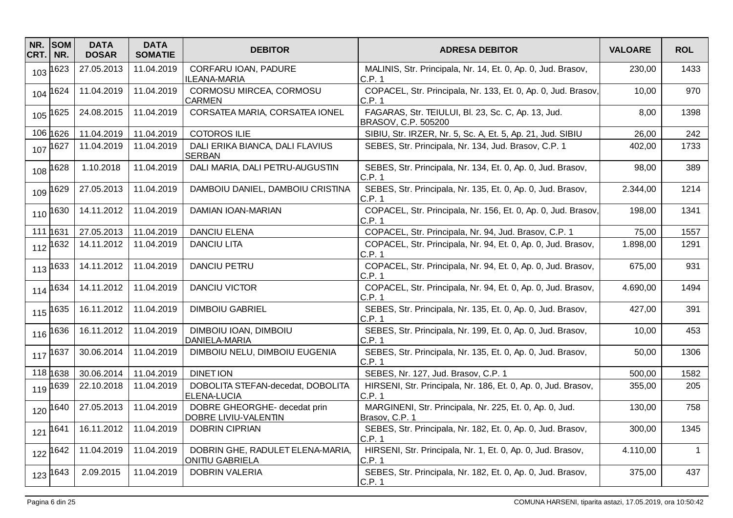| NR. CRT. | SOM NR. | DATA DOSAR | DATA SOMATIE | DEBITOR | ADRESA DEBITOR | VALOARE | ROL |
|---|---|---|---|---|---|---|---|
| 103 | 1623 | 27.05.2013 | 11.04.2019 | CORFARU IOAN, PADURE ILEANA-MARIA | MALINIS, Str. Principala, Nr. 14, Et. 0, Ap. 0, Jud. Brasov, C.P. 1 | 230,00 | 1433 |
| 104 | 1624 | 11.04.2019 | 11.04.2019 | CORMOSU MIRCEA, CORMOSU CARMEN | COPACEL, Str. Principala, Nr. 133, Et. 0, Ap. 0, Jud. Brasov, C.P. 1 | 10,00 | 970 |
| 105 | 1625 | 24.08.2015 | 11.04.2019 | CORSATEA MARIA, CORSATEA IONEL | FAGARAS, Str. TEIULUI, Bl. 23, Sc. C, Ap. 13, Jud. BRASOV, C.P. 505200 | 8,00 | 1398 |
| 106 | 1626 | 11.04.2019 | 11.04.2019 | COTOROS ILIE | SIBIU, Str. IRZER, Nr. 5, Sc. A, Et. 5, Ap. 21, Jud. SIBIU | 26,00 | 242 |
| 107 | 1627 | 11.04.2019 | 11.04.2019 | DALI ERIKA BIANCA, DALI FLAVIUS SERBAN | SEBES, Str. Principala, Nr. 134, Jud. Brasov, C.P. 1 | 402,00 | 1733 |
| 108 | 1628 | 1.10.2018 | 11.04.2019 | DALI MARIA, DALI PETRU-AUGUSTIN | SEBES, Str. Principala, Nr. 134, Et. 0, Ap. 0, Jud. Brasov, C.P. 1 | 98,00 | 389 |
| 109 | 1629 | 27.05.2013 | 11.04.2019 | DAMBOIU DANIEL, DAMBOIU CRISTINA | SEBES, Str. Principala, Nr. 135, Et. 0, Ap. 0, Jud. Brasov, C.P. 1 | 2.344,00 | 1214 |
| 110 | 1630 | 14.11.2012 | 11.04.2019 | DAMIAN IOAN-MARIAN | COPACEL, Str. Principala, Nr. 156, Et. 0, Ap. 0, Jud. Brasov, C.P. 1 | 198,00 | 1341 |
| 111 | 1631 | 27.05.2013 | 11.04.2019 | DANCIU ELENA | COPACEL, Str. Principala, Nr. 94, Jud. Brasov, C.P. 1 | 75,00 | 1557 |
| 112 | 1632 | 14.11.2012 | 11.04.2019 | DANCIU LITA | COPACEL, Str. Principala, Nr. 94, Et. 0, Ap. 0, Jud. Brasov, C.P. 1 | 1.898,00 | 1291 |
| 113 | 1633 | 14.11.2012 | 11.04.2019 | DANCIU PETRU | COPACEL, Str. Principala, Nr. 94, Et. 0, Ap. 0, Jud. Brasov, C.P. 1 | 675,00 | 931 |
| 114 | 1634 | 14.11.2012 | 11.04.2019 | DANCIU VICTOR | COPACEL, Str. Principala, Nr. 94, Et. 0, Ap. 0, Jud. Brasov, C.P. 1 | 4.690,00 | 1494 |
| 115 | 1635 | 16.11.2012 | 11.04.2019 | DIMBOIU GABRIEL | SEBES, Str. Principala, Nr. 135, Et. 0, Ap. 0, Jud. Brasov, C.P. 1 | 427,00 | 391 |
| 116 | 1636 | 16.11.2012 | 11.04.2019 | DIMBOIU IOAN, DIMBOIU DANIELA-MARIA | SEBES, Str. Principala, Nr. 199, Et. 0, Ap. 0, Jud. Brasov, C.P. 1 | 10,00 | 453 |
| 117 | 1637 | 30.06.2014 | 11.04.2019 | DIMBOIU NELU, DIMBOIU EUGENIA | SEBES, Str. Principala, Nr. 135, Et. 0, Ap. 0, Jud. Brasov, C.P. 1 | 50,00 | 1306 |
| 118 | 1638 | 30.06.2014 | 11.04.2019 | DINET ION | SEBES, Nr. 127, Jud. Brasov, C.P. 1 | 500,00 | 1582 |
| 119 | 1639 | 22.10.2018 | 11.04.2019 | DOBOLITA STEFAN-decedat, DOBOLITA ELENA-LUCIA | HIRSENI, Str. Principala, Nr. 186, Et. 0, Ap. 0, Jud. Brasov, C.P. 1 | 355,00 | 205 |
| 120 | 1640 | 27.05.2013 | 11.04.2019 | DOBRE GHEORGHE- decedat prin DOBRE LIVIU-VALENTIN | MARGINENI, Str. Principala, Nr. 225, Et. 0, Ap. 0, Jud. Brasov, C.P. 1 | 130,00 | 758 |
| 121 | 1641 | 16.11.2012 | 11.04.2019 | DOBRIN CIPRIAN | SEBES, Str. Principala, Nr. 182, Et. 0, Ap. 0, Jud. Brasov, C.P. 1 | 300,00 | 1345 |
| 122 | 1642 | 11.04.2019 | 11.04.2019 | DOBRIN GHE, RADULET ELENA-MARIA, ONITIU GABRIELA | HIRSENI, Str. Principala, Nr. 1, Et. 0, Ap. 0, Jud. Brasov, C.P. 1 | 4.110,00 | 1 |
| 123 | 1643 | 2.09.2015 | 11.04.2019 | DOBRIN VALERIA | SEBES, Str. Principala, Nr. 182, Et. 0, Ap. 0, Jud. Brasov, C.P. 1 | 375,00 | 437 |

COMUNA HARSENI, tiparita astazi, 17.05.2019, ora 10:50:42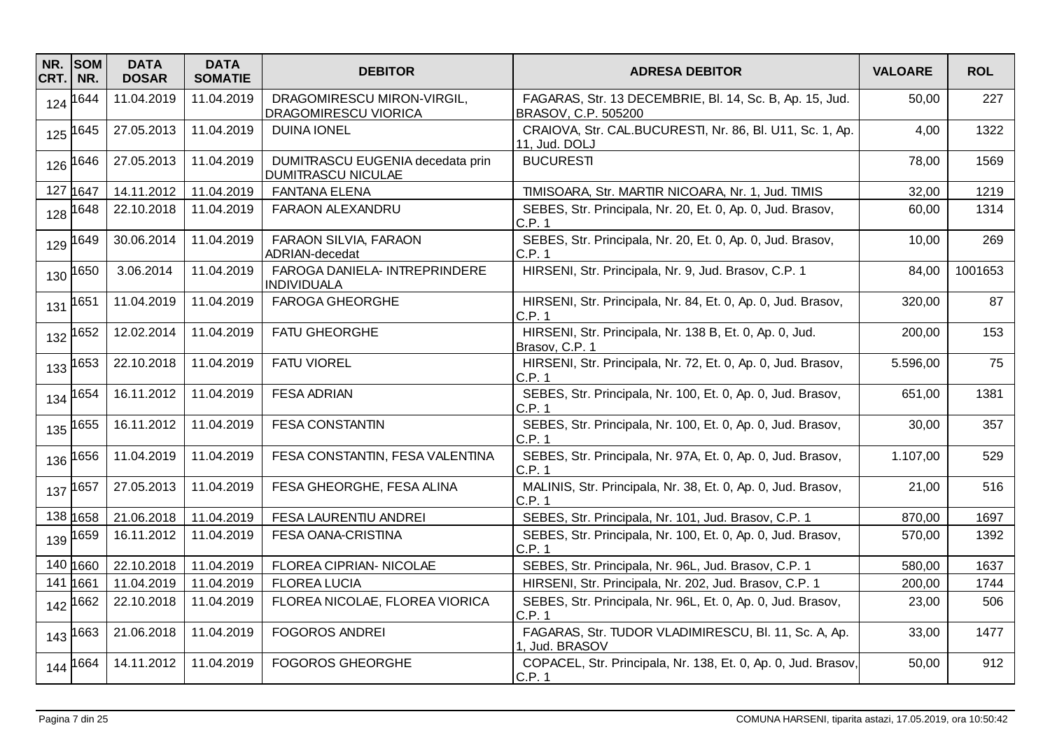| NR. CRT. | SOM NR. | DATA DOSAR | DATA SOMATIE | DEBITOR | ADRESA DEBITOR | VALOARE | ROL |
|---|---|---|---|---|---|---|---|
| 124 | 1644 | 11.04.2019 | 11.04.2019 | DRAGOMIRESCU MIRON-VIRGIL, DRAGOMIRESCU VIORICA | FAGARAS, Str. 13 DECEMBRIE, Bl. 14, Sc. B, Ap. 15, Jud. BRASOV, C.P. 505200 | 50,00 | 227 |
| 125 | 1645 | 27.05.2013 | 11.04.2019 | DUINA IONEL | CRAIOVA, Str. CAL.BUCURESTI, Nr. 86, Bl. U11, Sc. 1, Ap. 11, Jud. DOLJ | 4,00 | 1322 |
| 126 | 1646 | 27.05.2013 | 11.04.2019 | DUMITRASCU EUGENIA decedata prin DUMITRASCU NICULAE | BUCURESTI | 78,00 | 1569 |
| 127 | 1647 | 14.11.2012 | 11.04.2019 | FANTANA ELENA | TIMISOARA, Str. MARTIR NICOARA, Nr. 1, Jud. TIMIS | 32,00 | 1219 |
| 128 | 1648 | 22.10.2018 | 11.04.2019 | FARAON ALEXANDRU | SEBES, Str. Principala, Nr. 20, Et. 0, Ap. 0, Jud. Brasov, C.P. 1 | 60,00 | 1314 |
| 129 | 1649 | 30.06.2014 | 11.04.2019 | FARAON SILVIA, FARAON ADRIAN-decedat | SEBES, Str. Principala, Nr. 20, Et. 0, Ap. 0, Jud. Brasov, C.P. 1 | 10,00 | 269 |
| 130 | 1650 | 3.06.2014 | 11.04.2019 | FAROGA DANIELA- INTREPRINDERE INDIVIDUALA | HIRSENI, Str. Principala, Nr. 9, Jud. Brasov, C.P. 1 | 84,00 | 1001653 |
| 131 | 1651 | 11.04.2019 | 11.04.2019 | FAROGA GHEORGHE | HIRSENI, Str. Principala, Nr. 84, Et. 0, Ap. 0, Jud. Brasov, C.P. 1 | 320,00 | 87 |
| 132 | 1652 | 12.02.2014 | 11.04.2019 | FATU GHEORGHE | HIRSENI, Str. Principala, Nr. 138 B, Et. 0, Ap. 0, Jud. Brasov, C.P. 1 | 200,00 | 153 |
| 133 | 1653 | 22.10.2018 | 11.04.2019 | FATU VIOREL | HIRSENI, Str. Principala, Nr. 72, Et. 0, Ap. 0, Jud. Brasov, C.P. 1 | 5.596,00 | 75 |
| 134 | 1654 | 16.11.2012 | 11.04.2019 | FESA ADRIAN | SEBES, Str. Principala, Nr. 100, Et. 0, Ap. 0, Jud. Brasov, C.P. 1 | 651,00 | 1381 |
| 135 | 1655 | 16.11.2012 | 11.04.2019 | FESA CONSTANTIN | SEBES, Str. Principala, Nr. 100, Et. 0, Ap. 0, Jud. Brasov, C.P. 1 | 30,00 | 357 |
| 136 | 1656 | 11.04.2019 | 11.04.2019 | FESA CONSTANTIN, FESA VALENTINA | SEBES, Str. Principala, Nr. 97A, Et. 0, Ap. 0, Jud. Brasov, C.P. 1 | 1.107,00 | 529 |
| 137 | 1657 | 27.05.2013 | 11.04.2019 | FESA GHEORGHE, FESA ALINA | MALINIS, Str. Principala, Nr. 38, Et. 0, Ap. 0, Jud. Brasov, C.P. 1 | 21,00 | 516 |
| 138 | 1658 | 21.06.2018 | 11.04.2019 | FESA LAURENTIU ANDREI | SEBES, Str. Principala, Nr. 101, Jud. Brasov, C.P. 1 | 870,00 | 1697 |
| 139 | 1659 | 16.11.2012 | 11.04.2019 | FESA OANA-CRISTINA | SEBES, Str. Principala, Nr. 100, Et. 0, Ap. 0, Jud. Brasov, C.P. 1 | 570,00 | 1392 |
| 140 | 1660 | 22.10.2018 | 11.04.2019 | FLOREA CIPRIAN- NICOLAE | SEBES, Str. Principala, Nr. 96L, Jud. Brasov, C.P. 1 | 580,00 | 1637 |
| 141 | 1661 | 11.04.2019 | 11.04.2019 | FLOREA LUCIA | HIRSENI, Str. Principala, Nr. 202, Jud. Brasov, C.P. 1 | 200,00 | 1744 |
| 142 | 1662 | 22.10.2018 | 11.04.2019 | FLOREA NICOLAE, FLOREA VIORICA | SEBES, Str. Principala, Nr. 96L, Et. 0, Ap. 0, Jud. Brasov, C.P. 1 | 23,00 | 506 |
| 143 | 1663 | 21.06.2018 | 11.04.2019 | FOGOROS ANDREI | FAGARAS, Str. TUDOR VLADIMIRESCU, Bl. 11, Sc. A, Ap. 1, Jud. BRASOV | 33,00 | 1477 |
| 144 | 1664 | 14.11.2012 | 11.04.2019 | FOGOROS GHEORGHE | COPACEL, Str. Principala, Nr. 138, Et. 0, Ap. 0, Jud. Brasov, C.P. 1 | 50,00 | 912 |

COMUNA HARSENI, tiparita astazi, 17.05.2019, ora 10:50:42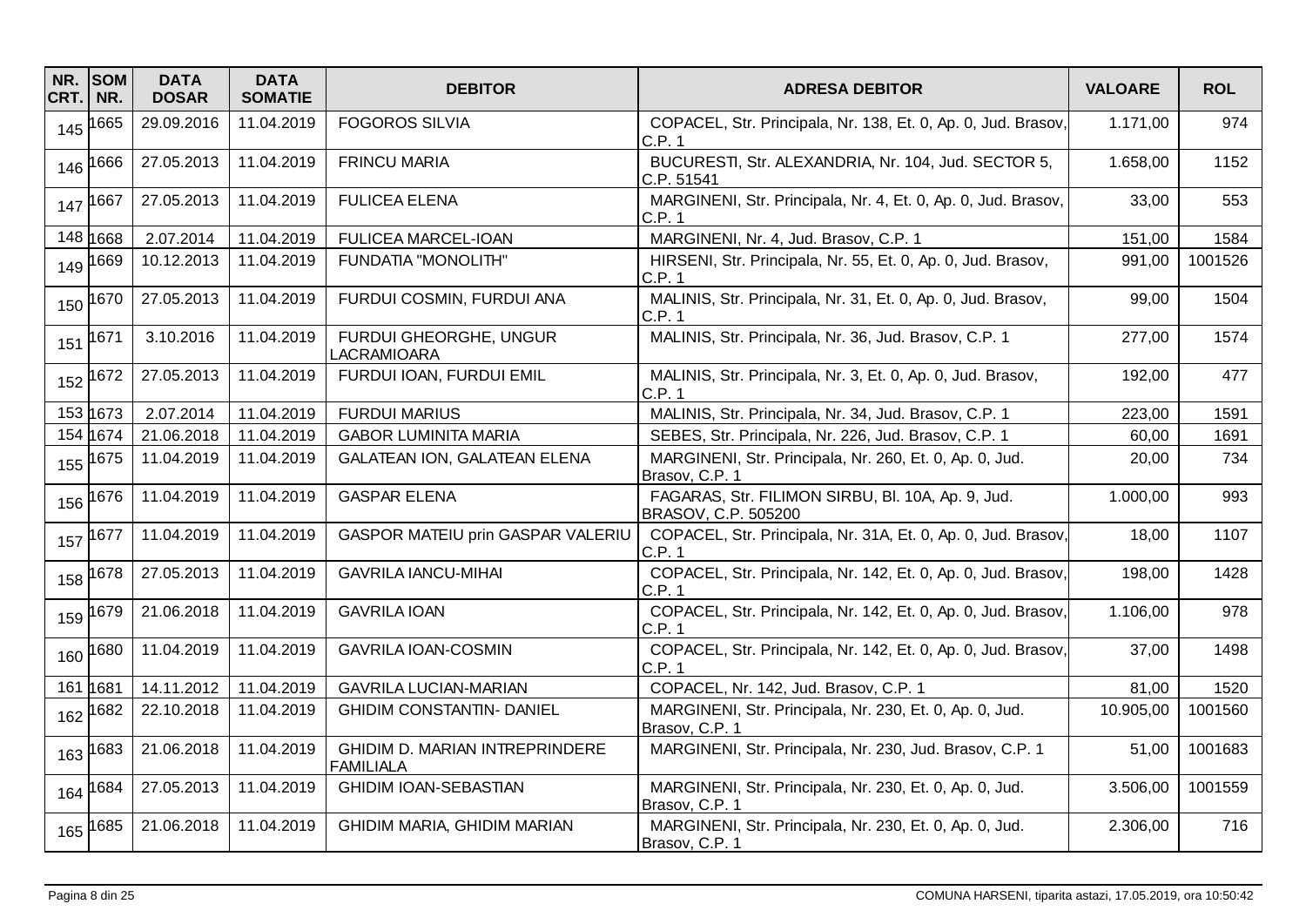| NR. CRT. | SOM NR. | DATA DOSAR | DATA SOMATIE | DEBITOR | ADRESA DEBITOR | VALOARE | ROL |
|---|---|---|---|---|---|---|---|
| 145 | 1665 | 29.09.2016 | 11.04.2019 | FOGOROS SILVIA | COPACEL, Str. Principala, Nr. 138, Et. 0, Ap. 0, Jud. Brasov, C.P. 1 | 1.171,00 | 974 |
| 146 | 1666 | 27.05.2013 | 11.04.2019 | FRINCU MARIA | BUCURESTI, Str. ALEXANDRIA, Nr. 104, Jud. SECTOR 5, C.P. 51541 | 1.658,00 | 1152 |
| 147 | 1667 | 27.05.2013 | 11.04.2019 | FULICEA ELENA | MARGINENI, Str. Principala, Nr. 4, Et. 0, Ap. 0, Jud. Brasov, C.P. 1 | 33,00 | 553 |
| 148 | 1668 | 2.07.2014 | 11.04.2019 | FULICEA MARCEL-IOAN | MARGINENI, Nr. 4, Jud. Brasov, C.P. 1 | 151,00 | 1584 |
| 149 | 1669 | 10.12.2013 | 11.04.2019 | FUNDATIA "MONOLITH" | HIRSENI, Str. Principala, Nr. 55, Et. 0, Ap. 0, Jud. Brasov, C.P. 1 | 991,00 | 1001526 |
| 150 | 1670 | 27.05.2013 | 11.04.2019 | FURDUI COSMIN, FURDUI ANA | MALINIS, Str. Principala, Nr. 31, Et. 0, Ap. 0, Jud. Brasov, C.P. 1 | 99,00 | 1504 |
| 151 | 1671 | 3.10.2016 | 11.04.2019 | FURDUI GHEORGHE, UNGUR LACRAMIOARA | MALINIS, Str. Principala, Nr. 36, Jud. Brasov, C.P. 1 | 277,00 | 1574 |
| 152 | 1672 | 27.05.2013 | 11.04.2019 | FURDUI IOAN, FURDUI EMIL | MALINIS, Str. Principala, Nr. 3, Et. 0, Ap. 0, Jud. Brasov, C.P. 1 | 192,00 | 477 |
| 153 | 1673 | 2.07.2014 | 11.04.2019 | FURDUI MARIUS | MALINIS, Str. Principala, Nr. 34, Jud. Brasov, C.P. 1 | 223,00 | 1591 |
| 154 | 1674 | 21.06.2018 | 11.04.2019 | GABOR LUMINITA MARIA | SEBES, Str. Principala, Nr. 226, Jud. Brasov, C.P. 1 | 60,00 | 1691 |
| 155 | 1675 | 11.04.2019 | 11.04.2019 | GALATEAN ION, GALATEAN ELENA | MARGINENI, Str. Principala, Nr. 260, Et. 0, Ap. 0, Jud. Brasov, C.P. 1 | 20,00 | 734 |
| 156 | 1676 | 11.04.2019 | 11.04.2019 | GASPAR ELENA | FAGARAS, Str. FILIMON SIRBU, Bl. 10A, Ap. 9, Jud. BRASOV, C.P. 505200 | 1.000,00 | 993 |
| 157 | 1677 | 11.04.2019 | 11.04.2019 | GASPOR MATEIU prin GASPAR VALERIU | COPACEL, Str. Principala, Nr. 31A, Et. 0, Ap. 0, Jud. Brasov, C.P. 1 | 18,00 | 1107 |
| 158 | 1678 | 27.05.2013 | 11.04.2019 | GAVRILA IANCU-MIHAI | COPACEL, Str. Principala, Nr. 142, Et. 0, Ap. 0, Jud. Brasov, C.P. 1 | 198,00 | 1428 |
| 159 | 1679 | 21.06.2018 | 11.04.2019 | GAVRILA IOAN | COPACEL, Str. Principala, Nr. 142, Et. 0, Ap. 0, Jud. Brasov, C.P. 1 | 1.106,00 | 978 |
| 160 | 1680 | 11.04.2019 | 11.04.2019 | GAVRILA IOAN-COSMIN | COPACEL, Str. Principala, Nr. 142, Et. 0, Ap. 0, Jud. Brasov, C.P. 1 | 37,00 | 1498 |
| 161 | 1681 | 14.11.2012 | 11.04.2019 | GAVRILA LUCIAN-MARIAN | COPACEL, Nr. 142, Jud. Brasov, C.P. 1 | 81,00 | 1520 |
| 162 | 1682 | 22.10.2018 | 11.04.2019 | GHIDIM CONSTANTIN- DANIEL | MARGINENI, Str. Principala, Nr. 230, Et. 0, Ap. 0, Jud. Brasov, C.P. 1 | 10.905,00 | 1001560 |
| 163 | 1683 | 21.06.2018 | 11.04.2019 | GHIDIM D. MARIAN INTREPRINDERE FAMILIALA | MARGINENI, Str. Principala, Nr. 230, Jud. Brasov, C.P. 1 | 51,00 | 1001683 |
| 164 | 1684 | 27.05.2013 | 11.04.2019 | GHIDIM IOAN-SEBASTIAN | MARGINENI, Str. Principala, Nr. 230, Et. 0, Ap. 0, Jud. Brasov, C.P. 1 | 3.506,00 | 1001559 |
| 165 | 1685 | 21.06.2018 | 11.04.2019 | GHIDIM MARIA, GHIDIM MARIAN | MARGINENI, Str. Principala, Nr. 230, Et. 0, Ap. 0, Jud. Brasov, C.P. 1 | 2.306,00 | 716 |

COMUNA HARSENI, tiparita astazi, 17.05.2019, ora 10:50:42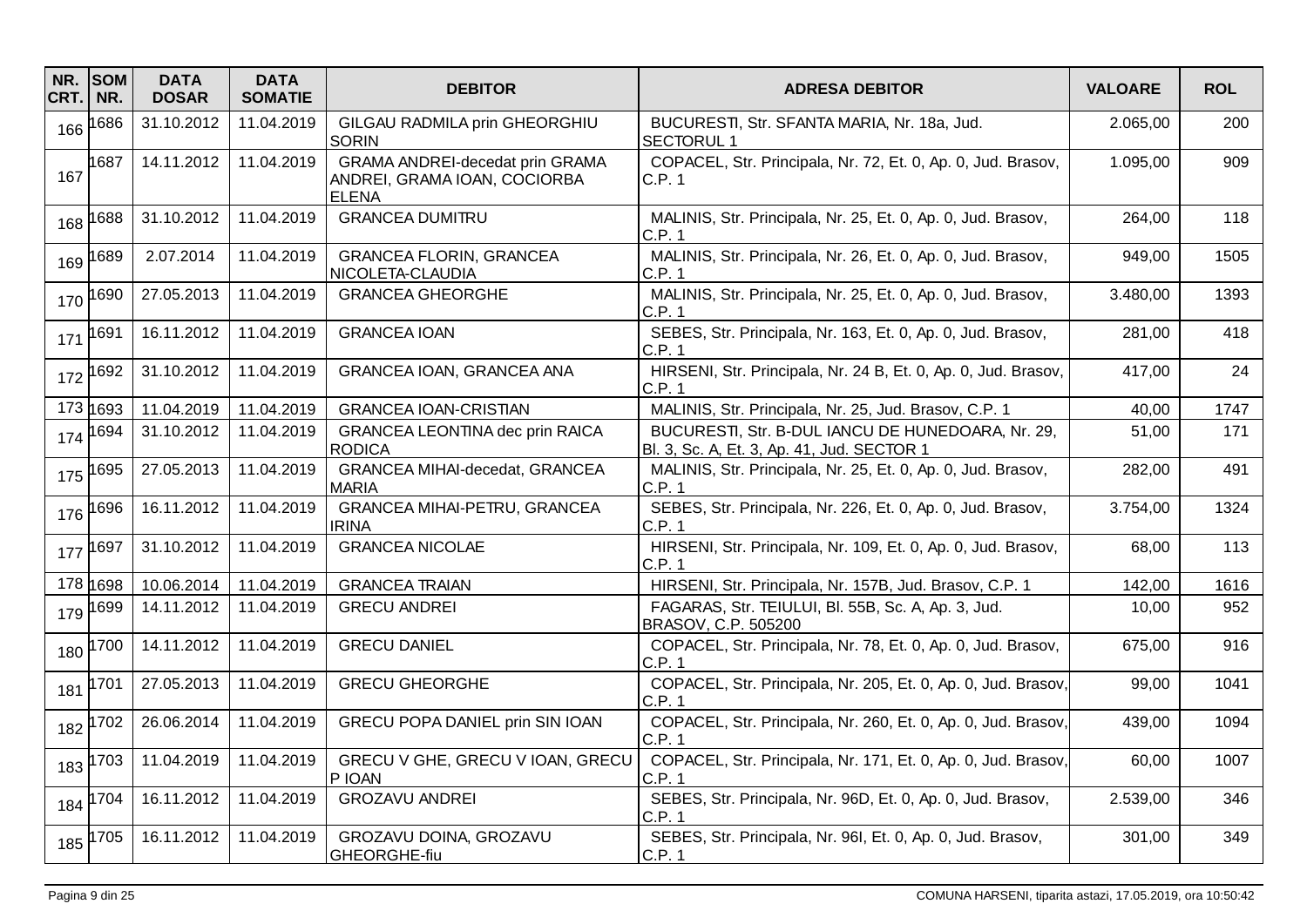| NR. CRT. | SOM NR. | DATA DOSAR | DATA SOMATIE | DEBITOR | ADRESA DEBITOR | VALOARE | ROL |
|---|---|---|---|---|---|---|---|
| 166 | 1686 | 31.10.2012 | 11.04.2019 | GILGAU RADMILA prin GHEORGHIU SORIN | BUCURESTI, Str. SFANTA MARIA, Nr. 18a, Jud. SECTORUL 1 | 2.065,00 | 200 |
| 167 | 1687 | 14.11.2012 | 11.04.2019 | GRAMA ANDREI-decedat prin GRAMA ANDREI, GRAMA IOAN, COCIORBA ELENA | COPACEL, Str. Principala, Nr. 72, Et. 0, Ap. 0, Jud. Brasov, C.P. 1 | 1.095,00 | 909 |
| 168 | 1688 | 31.10.2012 | 11.04.2019 | GRANCEA DUMITRU | MALINIS, Str. Principala, Nr. 25, Et. 0, Ap. 0, Jud. Brasov, C.P. 1 | 264,00 | 118 |
| 169 | 1689 | 2.07.2014 | 11.04.2019 | GRANCEA FLORIN, GRANCEA NICOLETA-CLAUDIA | MALINIS, Str. Principala, Nr. 26, Et. 0, Ap. 0, Jud. Brasov, C.P. 1 | 949,00 | 1505 |
| 170 | 1690 | 27.05.2013 | 11.04.2019 | GRANCEA GHEORGHE | MALINIS, Str. Principala, Nr. 25, Et. 0, Ap. 0, Jud. Brasov, C.P. 1 | 3.480,00 | 1393 |
| 171 | 1691 | 16.11.2012 | 11.04.2019 | GRANCEA IOAN | SEBES, Str. Principala, Nr. 163, Et. 0, Ap. 0, Jud. Brasov, C.P. 1 | 281,00 | 418 |
| 172 | 1692 | 31.10.2012 | 11.04.2019 | GRANCEA IOAN, GRANCEA ANA | HIRSENI, Str. Principala, Nr. 24 B, Et. 0, Ap. 0, Jud. Brasov, C.P. 1 | 417,00 | 24 |
| 173 | 1693 | 11.04.2019 | 11.04.2019 | GRANCEA IOAN-CRISTIAN | MALINIS, Str. Principala, Nr. 25, Jud. Brasov, C.P. 1 | 40,00 | 1747 |
| 174 | 1694 | 31.10.2012 | 11.04.2019 | GRANCEA LEONTINA dec prin RAICA RODICA | BUCURESTI, Str. B-DUL IANCU DE HUNEDOARA, Nr. 29, Bl. 3, Sc. A, Et. 3, Ap. 41, Jud. SECTOR 1 | 51,00 | 171 |
| 175 | 1695 | 27.05.2013 | 11.04.2019 | GRANCEA MIHAI-decedat, GRANCEA MARIA | MALINIS, Str. Principala, Nr. 25, Et. 0, Ap. 0, Jud. Brasov, C.P. 1 | 282,00 | 491 |
| 176 | 1696 | 16.11.2012 | 11.04.2019 | GRANCEA MIHAI-PETRU, GRANCEA IRINA | SEBES, Str. Principala, Nr. 226, Et. 0, Ap. 0, Jud. Brasov, C.P. 1 | 3.754,00 | 1324 |
| 177 | 1697 | 31.10.2012 | 11.04.2019 | GRANCEA NICOLAE | HIRSENI, Str. Principala, Nr. 109, Et. 0, Ap. 0, Jud. Brasov, C.P. 1 | 68,00 | 113 |
| 178 | 1698 | 10.06.2014 | 11.04.2019 | GRANCEA TRAIAN | HIRSENI, Str. Principala, Nr. 157B, Jud. Brasov, C.P. 1 | 142,00 | 1616 |
| 179 | 1699 | 14.11.2012 | 11.04.2019 | GRECU ANDREI | FAGARAS, Str. TEIULUI, Bl. 55B, Sc. A, Ap. 3, Jud. BRASOV, C.P. 505200 | 10,00 | 952 |
| 180 | 1700 | 14.11.2012 | 11.04.2019 | GRECU DANIEL | COPACEL, Str. Principala, Nr. 78, Et. 0, Ap. 0, Jud. Brasov, C.P. 1 | 675,00 | 916 |
| 181 | 1701 | 27.05.2013 | 11.04.2019 | GRECU GHEORGHE | COPACEL, Str. Principala, Nr. 205, Et. 0, Ap. 0, Jud. Brasov, C.P. 1 | 99,00 | 1041 |
| 182 | 1702 | 26.06.2014 | 11.04.2019 | GRECU POPA DANIEL prin SIN IOAN | COPACEL, Str. Principala, Nr. 260, Et. 0, Ap. 0, Jud. Brasov, C.P. 1 | 439,00 | 1094 |
| 183 | 1703 | 11.04.2019 | 11.04.2019 | GRECU V GHE, GRECU V IOAN, GRECU P IOAN | COPACEL, Str. Principala, Nr. 171, Et. 0, Ap. 0, Jud. Brasov, C.P. 1 | 60,00 | 1007 |
| 184 | 1704 | 16.11.2012 | 11.04.2019 | GROZAVU ANDREI | SEBES, Str. Principala, Nr. 96D, Et. 0, Ap. 0, Jud. Brasov, C.P. 1 | 2.539,00 | 346 |
| 185 | 1705 | 16.11.2012 | 11.04.2019 | GROZAVU DOINA, GROZAVU GHEORGHE-fiu | SEBES, Str. Principala, Nr. 96I, Et. 0, Ap. 0, Jud. Brasov, C.P. 1 | 301,00 | 349 |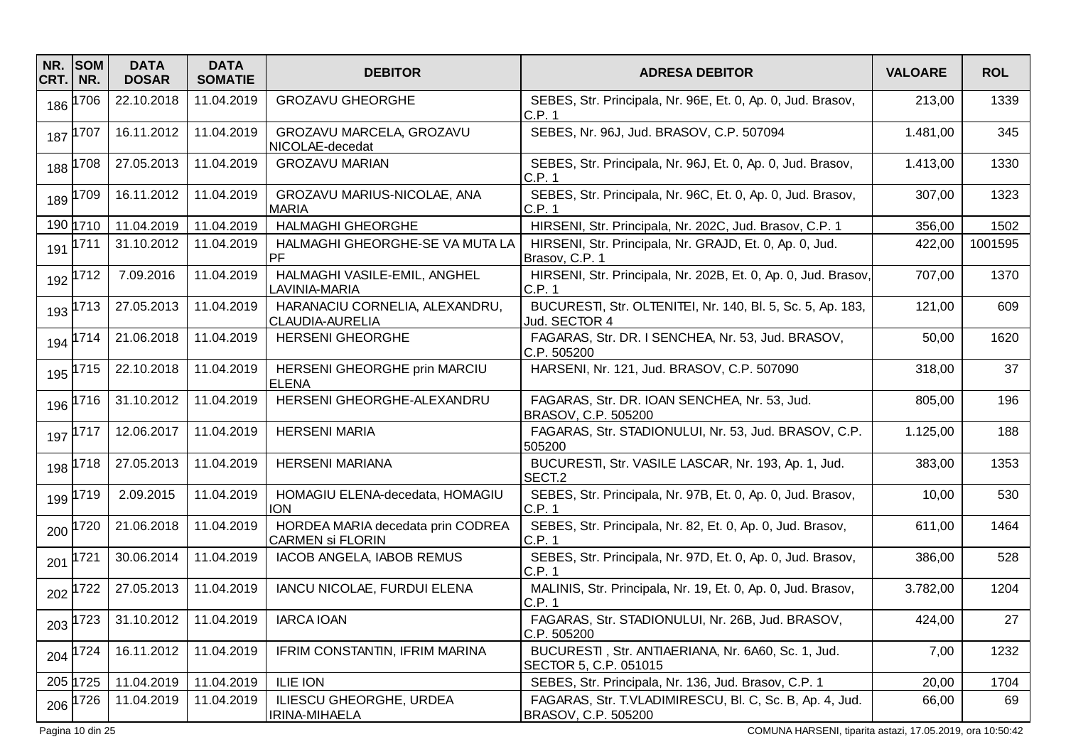| NR. CRT. | SOM NR. | DATA DOSAR | DATA SOMATIE | DEBITOR | ADRESA DEBITOR | VALOARE | ROL |
|---|---|---|---|---|---|---|---|
| 186 | 1706 | 22.10.2018 | 11.04.2019 | GROZAVU GHEORGHE | SEBES, Str. Principala, Nr. 96E, Et. 0, Ap. 0, Jud. Brasov, C.P. 1 | 213,00 | 1339 |
| 187 | 1707 | 16.11.2012 | 11.04.2019 | GROZAVU MARCELA, GROZAVU NICOLAE-decedat | SEBES, Nr. 96J, Jud. BRASOV, C.P. 507094 | 1.481,00 | 345 |
| 188 | 1708 | 27.05.2013 | 11.04.2019 | GROZAVU MARIAN | SEBES, Str. Principala, Nr. 96J, Et. 0, Ap. 0, Jud. Brasov, C.P. 1 | 1.413,00 | 1330 |
| 189 | 1709 | 16.11.2012 | 11.04.2019 | GROZAVU MARIUS-NICOLAE, ANA MARIA | SEBES, Str. Principala, Nr. 96C, Et. 0, Ap. 0, Jud. Brasov, C.P. 1 | 307,00 | 1323 |
| 190 | 1710 | 11.04.2019 | 11.04.2019 | HALMAGHI GHEORGHE | HIRSENI, Str. Principala, Nr. 202C, Jud. Brasov, C.P. 1 | 356,00 | 1502 |
| 191 | 1711 | 31.10.2012 | 11.04.2019 | HALMAGHI GHEORGHE-SE VA MUTA LA PF | HIRSENI, Str. Principala, Nr. GRAJD, Et. 0, Ap. 0, Jud. Brasov, C.P. 1 | 422,00 | 1001595 |
| 192 | 1712 | 7.09.2016 | 11.04.2019 | HALMAGHI VASILE-EMIL, ANGHEL LAVINIA-MARIA | HIRSENI, Str. Principala, Nr. 202B, Et. 0, Ap. 0, Jud. Brasov, C.P. 1 | 707,00 | 1370 |
| 193 | 1713 | 27.05.2013 | 11.04.2019 | HARANACIU CORNELIA, ALEXANDRU, CLAUDIA-AURELIA | BUCURESTI, Str. OLTENITEI, Nr. 140, Bl. 5, Sc. 5, Ap. 183, Jud. SECTOR 4 | 121,00 | 609 |
| 194 | 1714 | 21.06.2018 | 11.04.2019 | HERSENI GHEORGHE | FAGARAS, Str. DR. I SENCHEA, Nr. 53, Jud. BRASOV, C.P. 505200 | 50,00 | 1620 |
| 195 | 1715 | 22.10.2018 | 11.04.2019 | HERSENI GHEORGHE prin MARCIU ELENA | HARSENI, Nr. 121, Jud. BRASOV, C.P. 507090 | 318,00 | 37 |
| 196 | 1716 | 31.10.2012 | 11.04.2019 | HERSENI GHEORGHE-ALEXANDRU | FAGARAS, Str. DR. IOAN SENCHEA, Nr. 53, Jud. BRASOV, C.P. 505200 | 805,00 | 196 |
| 197 | 1717 | 12.06.2017 | 11.04.2019 | HERSENI MARIA | FAGARAS, Str. STADIONULUI, Nr. 53, Jud. BRASOV, C.P. 505200 | 1.125,00 | 188 |
| 198 | 1718 | 27.05.2013 | 11.04.2019 | HERSENI MARIANA | BUCURESTI, Str. VASILE LASCAR, Nr. 193, Ap. 1, Jud. SECT.2 | 383,00 | 1353 |
| 199 | 1719 | 2.09.2015 | 11.04.2019 | HOMAGIU ELENA-decedata, HOMAGIU ION | SEBES, Str. Principala, Nr. 97B, Et. 0, Ap. 0, Jud. Brasov, C.P. 1 | 10,00 | 530 |
| 200 | 1720 | 21.06.2018 | 11.04.2019 | HORDEA MARIA decedata prin CODREA CARMEN si FLORIN | SEBES, Str. Principala, Nr. 82, Et. 0, Ap. 0, Jud. Brasov, C.P. 1 | 611,00 | 1464 |
| 201 | 1721 | 30.06.2014 | 11.04.2019 | IACOB ANGELA, IABOB REMUS | SEBES, Str. Principala, Nr. 97D, Et. 0, Ap. 0, Jud. Brasov, C.P. 1 | 386,00 | 528 |
| 202 | 1722 | 27.05.2013 | 11.04.2019 | IANCU NICOLAE, FURDUI ELENA | MALINIS, Str. Principala, Nr. 19, Et. 0, Ap. 0, Jud. Brasov, C.P. 1 | 3.782,00 | 1204 |
| 203 | 1723 | 31.10.2012 | 11.04.2019 | IARCA IOAN | FAGARAS, Str. STADIONULUI, Nr. 26B, Jud. BRASOV, C.P. 505200 | 424,00 | 27 |
| 204 | 1724 | 16.11.2012 | 11.04.2019 | IFRIM CONSTANTIN, IFRIM MARINA | BUCURESTI , Str. ANTIAERIANA, Nr. 6A60, Sc. 1, Jud. SECTOR 5, C.P. 051015 | 7,00 | 1232 |
| 205 | 1725 | 11.04.2019 | 11.04.2019 | ILIE ION | SEBES, Str. Principala, Nr. 136, Jud. Brasov, C.P. 1 | 20,00 | 1704 |
| 206 | 1726 | 11.04.2019 | 11.04.2019 | ILIESCU GHEORGHE, URDEA IRINA-MIHAELA | FAGARAS, Str. T.VLADIMIRESCU, Bl. C, Sc. B, Ap. 4, Jud. BRASOV, C.P. 505200 | 66,00 | 69 |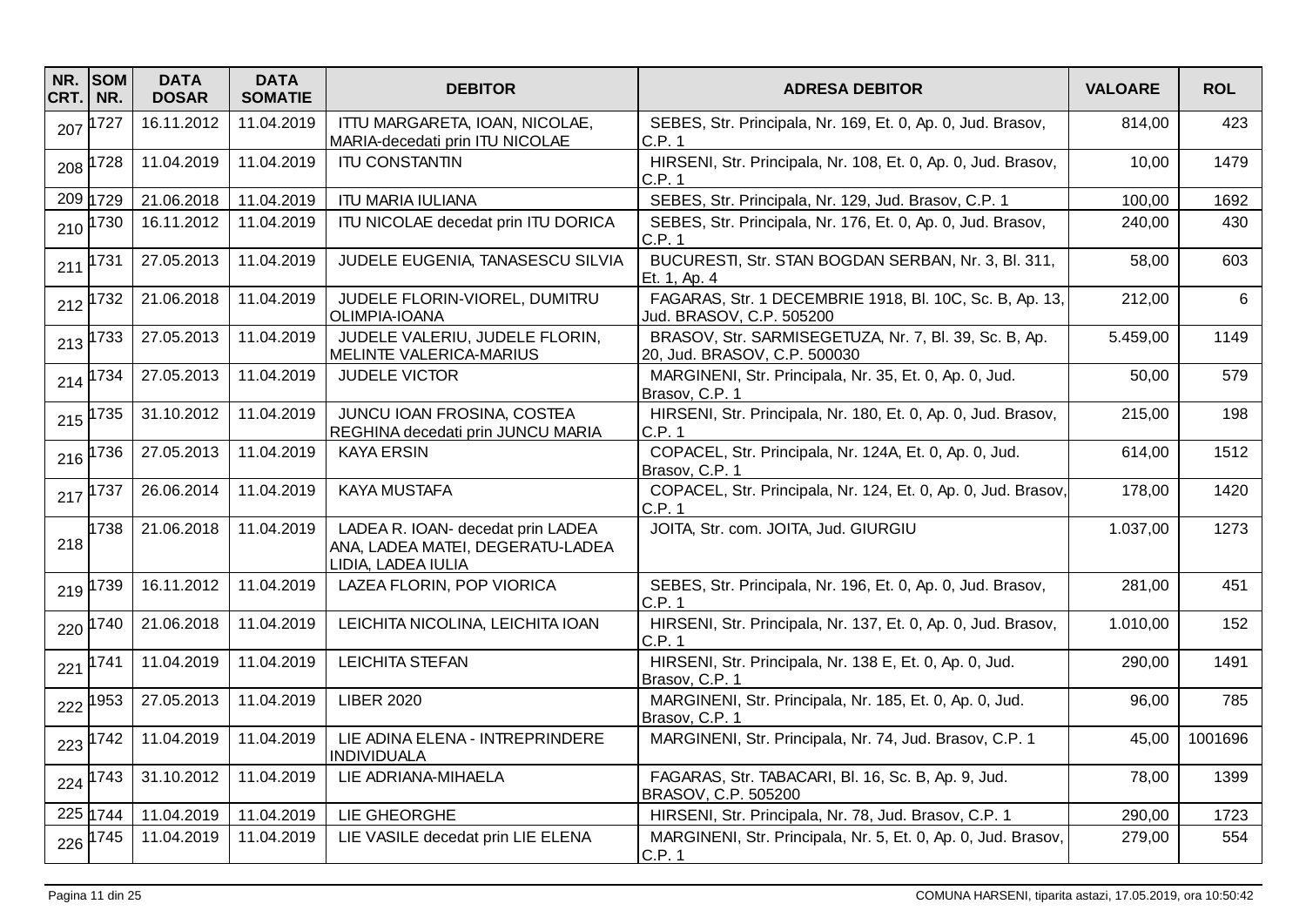| NR. CRT. | SOM NR. | DATA DOSAR | DATA SOMATIE | DEBITOR | ADRESA DEBITOR | VALOARE | ROL |
|---|---|---|---|---|---|---|---|
| 207 | 1727 | 16.11.2012 | 11.04.2019 | ITTU MARGARETA, IOAN, NICOLAE, MARIA-decedati prin ITU NICOLAE | SEBES, Str. Principala, Nr. 169, Et. 0, Ap. 0, Jud. Brasov, C.P. 1 | 814,00 | 423 |
| 208 | 1728 | 11.04.2019 | 11.04.2019 | ITU CONSTANTIN | HIRSENI, Str. Principala, Nr. 108, Et. 0, Ap. 0, Jud. Brasov, C.P. 1 | 10,00 | 1479 |
| 209 | 1729 | 21.06.2018 | 11.04.2019 | ITU MARIA IULIANA | SEBES, Str. Principala, Nr. 129, Jud. Brasov, C.P. 1 | 100,00 | 1692 |
| 210 | 1730 | 16.11.2012 | 11.04.2019 | ITU NICOLAE decedat prin ITU DORICA | SEBES, Str. Principala, Nr. 176, Et. 0, Ap. 0, Jud. Brasov, C.P. 1 | 240,00 | 430 |
| 211 | 1731 | 27.05.2013 | 11.04.2019 | JUDELE EUGENIA, TANASESCU SILVIA | BUCURESTI, Str. STAN BOGDAN SERBAN, Nr. 3, Bl. 311, Et. 1, Ap. 4 | 58,00 | 603 |
| 212 | 1732 | 21.06.2018 | 11.04.2019 | JUDELE FLORIN-VIOREL, DUMITRU OLIMPIA-IOANA | FAGARAS, Str. 1 DECEMBRIE 1918, Bl. 10C, Sc. B, Ap. 13, Jud. BRASOV, C.P. 505200 | 212,00 | 6 |
| 213 | 1733 | 27.05.2013 | 11.04.2019 | JUDELE VALERIU, JUDELE FLORIN, MELINTE VALERICA-MARIUS | BRASOV, Str. SARMISEGETUZA, Nr. 7, Bl. 39, Sc. B, Ap. 20, Jud. BRASOV, C.P. 500030 | 5.459,00 | 1149 |
| 214 | 1734 | 27.05.2013 | 11.04.2019 | JUDELE VICTOR | MARGINENI, Str. Principala, Nr. 35, Et. 0, Ap. 0, Jud. Brasov, C.P. 1 | 50,00 | 579 |
| 215 | 1735 | 31.10.2012 | 11.04.2019 | JUNCU IOAN FROSINA, COSTEA REGHINA decedati prin JUNCU MARIA | HIRSENI, Str. Principala, Nr. 180, Et. 0, Ap. 0, Jud. Brasov, C.P. 1 | 215,00 | 198 |
| 216 | 1736 | 27.05.2013 | 11.04.2019 | KAYA ERSIN | COPACEL, Str. Principala, Nr. 124A, Et. 0, Ap. 0, Jud. Brasov, C.P. 1 | 614,00 | 1512 |
| 217 | 1737 | 26.06.2014 | 11.04.2019 | KAYA MUSTAFA | COPACEL, Str. Principala, Nr. 124, Et. 0, Ap. 0, Jud. Brasov, C.P. 1 | 178,00 | 1420 |
| 218 | 1738 | 21.06.2018 | 11.04.2019 | LADEA R. IOAN- decedat prin LADEA ANA, LADEA MATEI, DEGERATU-LADEA LIDIA, LADEA IULIA | JOITA, Str. com. JOITA, Jud. GIURGIU | 1.037,00 | 1273 |
| 219 | 1739 | 16.11.2012 | 11.04.2019 | LAZEA FLORIN, POP VIORICA | SEBES, Str. Principala, Nr. 196, Et. 0, Ap. 0, Jud. Brasov, C.P. 1 | 281,00 | 451 |
| 220 | 1740 | 21.06.2018 | 11.04.2019 | LEICHITA NICOLINA, LEICHITA IOAN | HIRSENI, Str. Principala, Nr. 137, Et. 0, Ap. 0, Jud. Brasov, C.P. 1 | 1.010,00 | 152 |
| 221 | 1741 | 11.04.2019 | 11.04.2019 | LEICHITA STEFAN | HIRSENI, Str. Principala, Nr. 138 E, Et. 0, Ap. 0, Jud. Brasov, C.P. 1 | 290,00 | 1491 |
| 222 | 1953 | 27.05.2013 | 11.04.2019 | LIBER 2020 | MARGINENI, Str. Principala, Nr. 185, Et. 0, Ap. 0, Jud. Brasov, C.P. 1 | 96,00 | 785 |
| 223 | 1742 | 11.04.2019 | 11.04.2019 | LIE ADINA ELENA - INTREPRINDERE INDIVIDUALA | MARGINENI, Str. Principala, Nr. 74, Jud. Brasov, C.P. 1 | 45,00 | 1001696 |
| 224 | 1743 | 31.10.2012 | 11.04.2019 | LIE ADRIANA-MIHAELA | FAGARAS, Str. TABACARI, Bl. 16, Sc. B, Ap. 9, Jud. BRASOV, C.P. 505200 | 78,00 | 1399 |
| 225 | 1744 | 11.04.2019 | 11.04.2019 | LIE GHEORGHE | HIRSENI, Str. Principala, Nr. 78, Jud. Brasov, C.P. 1 | 290,00 | 1723 |
| 226 | 1745 | 11.04.2019 | 11.04.2019 | LIE VASILE decedat prin LIE ELENA | MARGINENI, Str. Principala, Nr. 5, Et. 0, Ap. 0, Jud. Brasov, C.P. 1 | 279,00 | 554 |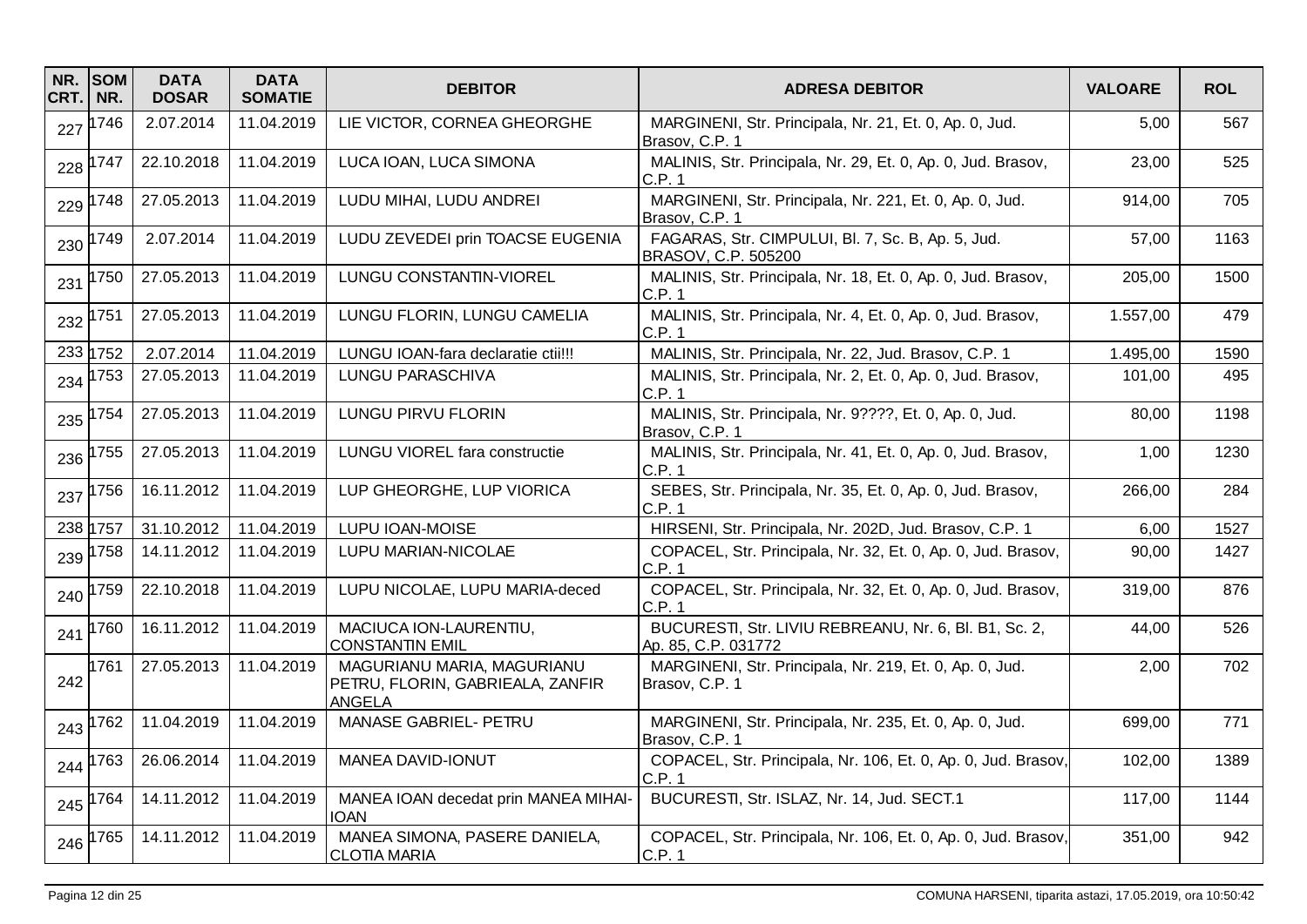| NR. CRT. | SOM NR. | DATA DOSAR | DATA SOMATIE | DEBITOR | ADRESA DEBITOR | VALOARE | ROL |
|---|---|---|---|---|---|---|---|
| 227 | 1746 | 2.07.2014 | 11.04.2019 | LIE VICTOR, CORNEA GHEORGHE | MARGINENI, Str. Principala, Nr. 21, Et. 0, Ap. 0, Jud. Brasov, C.P. 1 | 5,00 | 567 |
| 228 | 1747 | 22.10.2018 | 11.04.2019 | LUCA IOAN, LUCA SIMONA | MALINIS, Str. Principala, Nr. 29, Et. 0, Ap. 0, Jud. Brasov, C.P. 1 | 23,00 | 525 |
| 229 | 1748 | 27.05.2013 | 11.04.2019 | LUDU MIHAI, LUDU ANDREI | MARGINENI, Str. Principala, Nr. 221, Et. 0, Ap. 0, Jud. Brasov, C.P. 1 | 914,00 | 705 |
| 230 | 1749 | 2.07.2014 | 11.04.2019 | LUDU ZEVEDEI prin TOACSE EUGENIA | FAGARAS, Str. CIMPULUI, Bl. 7, Sc. B, Ap. 5, Jud. BRASOV, C.P. 505200 | 57,00 | 1163 |
| 231 | 1750 | 27.05.2013 | 11.04.2019 | LUNGU CONSTANTIN-VIOREL | MALINIS, Str. Principala, Nr. 18, Et. 0, Ap. 0, Jud. Brasov, C.P. 1 | 205,00 | 1500 |
| 232 | 1751 | 27.05.2013 | 11.04.2019 | LUNGU FLORIN, LUNGU CAMELIA | MALINIS, Str. Principala, Nr. 4, Et. 0, Ap. 0, Jud. Brasov, C.P. 1 | 1.557,00 | 479 |
| 233 | 1752 | 2.07.2014 | 11.04.2019 | LUNGU IOAN-fara declaratie ctii!!! | MALINIS, Str. Principala, Nr. 22, Jud. Brasov, C.P. 1 | 1.495,00 | 1590 |
| 234 | 1753 | 27.05.2013 | 11.04.2019 | LUNGU PARASCHIVA | MALINIS, Str. Principala, Nr. 2, Et. 0, Ap. 0, Jud. Brasov, C.P. 1 | 101,00 | 495 |
| 235 | 1754 | 27.05.2013 | 11.04.2019 | LUNGU PIRVU FLORIN | MALINIS, Str. Principala, Nr. 9????, Et. 0, Ap. 0, Jud. Brasov, C.P. 1 | 80,00 | 1198 |
| 236 | 1755 | 27.05.2013 | 11.04.2019 | LUNGU VIOREL fara constructie | MALINIS, Str. Principala, Nr. 41, Et. 0, Ap. 0, Jud. Brasov, C.P. 1 | 1,00 | 1230 |
| 237 | 1756 | 16.11.2012 | 11.04.2019 | LUP GHEORGHE, LUP VIORICA | SEBES, Str. Principala, Nr. 35, Et. 0, Ap. 0, Jud. Brasov, C.P. 1 | 266,00 | 284 |
| 238 | 1757 | 31.10.2012 | 11.04.2019 | LUPU IOAN-MOISE | HIRSENI, Str. Principala, Nr. 202D, Jud. Brasov, C.P. 1 | 6,00 | 1527 |
| 239 | 1758 | 14.11.2012 | 11.04.2019 | LUPU MARIAN-NICOLAE | COPACEL, Str. Principala, Nr. 32, Et. 0, Ap. 0, Jud. Brasov, C.P. 1 | 90,00 | 1427 |
| 240 | 1759 | 22.10.2018 | 11.04.2019 | LUPU NICOLAE, LUPU MARIA-deced | COPACEL, Str. Principala, Nr. 32, Et. 0, Ap. 0, Jud. Brasov, C.P. 1 | 319,00 | 876 |
| 241 | 1760 | 16.11.2012 | 11.04.2019 | MACIUCA ION-LAURENTIU, CONSTANTIN EMIL | BUCURESTI, Str. LIVIU REBREANU, Nr. 6, Bl. B1, Sc. 2, Ap. 85, C.P. 031772 | 44,00 | 526 |
| 242 | 1761 | 27.05.2013 | 11.04.2019 | MAGURIANU MARIA, MAGURIANU PETRU, FLORIN, GABRIEALA, ZANFIR ANGELA | MARGINENI, Str. Principala, Nr. 219, Et. 0, Ap. 0, Jud. Brasov, C.P. 1 | 2,00 | 702 |
| 243 | 1762 | 11.04.2019 | 11.04.2019 | MANASE GABRIEL- PETRU | MARGINENI, Str. Principala, Nr. 235, Et. 0, Ap. 0, Jud. Brasov, C.P. 1 | 699,00 | 771 |
| 244 | 1763 | 26.06.2014 | 11.04.2019 | MANEA DAVID-IONUT | COPACEL, Str. Principala, Nr. 106, Et. 0, Ap. 0, Jud. Brasov, C.P. 1 | 102,00 | 1389 |
| 245 | 1764 | 14.11.2012 | 11.04.2019 | MANEA IOAN decedat prin MANEA MIHAI-IOAN | BUCURESTI, Str. ISLAZ, Nr. 14, Jud. SECT.1 | 117,00 | 1144 |
| 246 | 1765 | 14.11.2012 | 11.04.2019 | MANEA SIMONA, PASERE DANIELA, CLOTIA MARIA | COPACEL, Str. Principala, Nr. 106, Et. 0, Ap. 0, Jud. Brasov, C.P. 1 | 351,00 | 942 |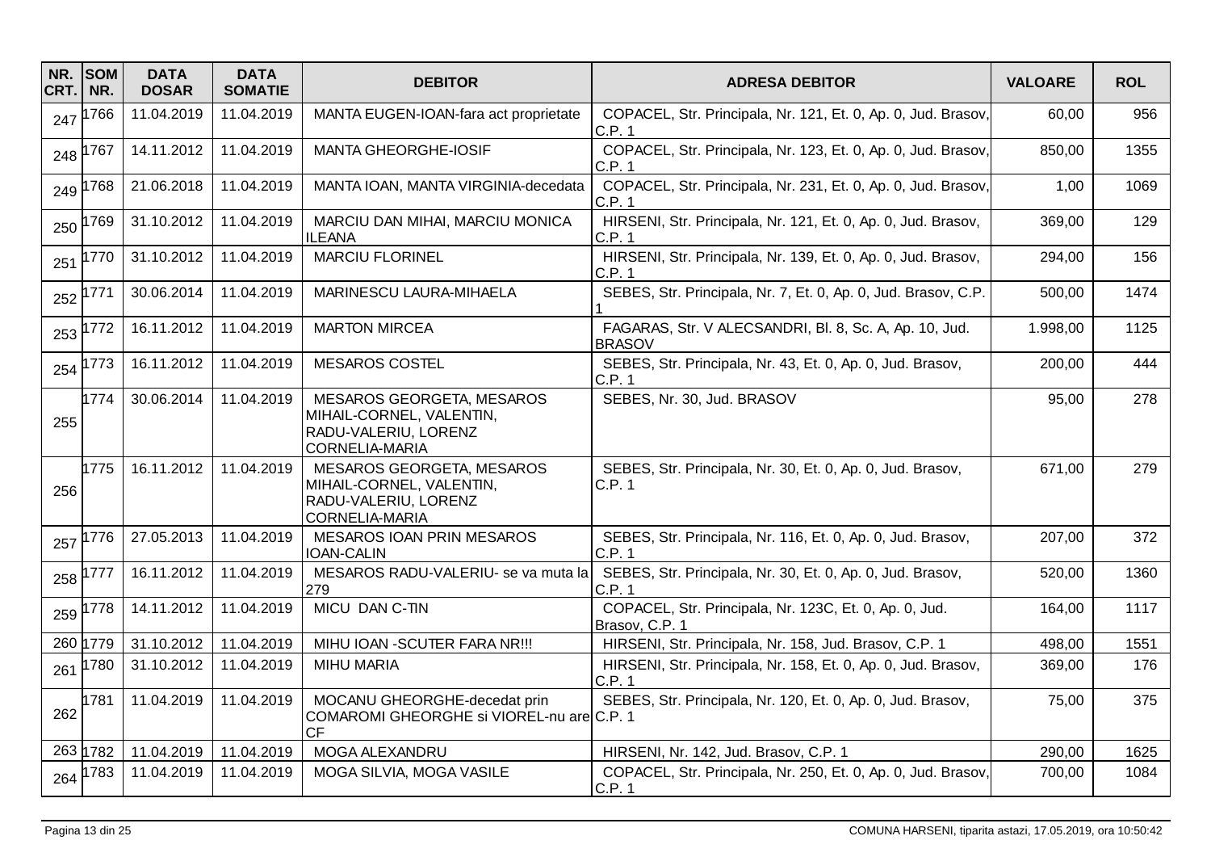| NR. CRT. | SOM NR. | DATA DOSAR | DATA SOMATIE | DEBITOR | ADRESA DEBITOR | VALOARE | ROL |
|---|---|---|---|---|---|---|---|
| 247 | 1766 | 11.04.2019 | 11.04.2019 | MANTA EUGEN-IOAN-fara act proprietate | COPACEL, Str. Principala, Nr. 121, Et. 0, Ap. 0, Jud. Brasov, C.P. 1 | 60,00 | 956 |
| 248 | 1767 | 14.11.2012 | 11.04.2019 | MANTA GHEORGHE-IOSIF | COPACEL, Str. Principala, Nr. 123, Et. 0, Ap. 0, Jud. Brasov, C.P. 1 | 850,00 | 1355 |
| 249 | 1768 | 21.06.2018 | 11.04.2019 | MANTA IOAN, MANTA VIRGINIA-decedata | COPACEL, Str. Principala, Nr. 231, Et. 0, Ap. 0, Jud. Brasov, C.P. 1 | 1,00 | 1069 |
| 250 | 1769 | 31.10.2012 | 11.04.2019 | MARCIU DAN MIHAI, MARCIU MONICA ILEANA | HIRSENI, Str. Principala, Nr. 121, Et. 0, Ap. 0, Jud. Brasov, C.P. 1 | 369,00 | 129 |
| 251 | 1770 | 31.10.2012 | 11.04.2019 | MARCIU FLORINEL | HIRSENI, Str. Principala, Nr. 139, Et. 0, Ap. 0, Jud. Brasov, C.P. 1 | 294,00 | 156 |
| 252 | 1771 | 30.06.2014 | 11.04.2019 | MARINESCU LAURA-MIHAELA | SEBES, Str. Principala, Nr. 7, Et. 0, Ap. 0, Jud. Brasov, C.P. 1 | 500,00 | 1474 |
| 253 | 1772 | 16.11.2012 | 11.04.2019 | MARTON MIRCEA | FAGARAS, Str. V ALECSANDRI, Bl. 8, Sc. A, Ap. 10, Jud. BRASOV | 1.998,00 | 1125 |
| 254 | 1773 | 16.11.2012 | 11.04.2019 | MESAROS COSTEL | SEBES, Str. Principala, Nr. 43, Et. 0, Ap. 0, Jud. Brasov, C.P. 1 | 200,00 | 444 |
| 255 | 1774 | 30.06.2014 | 11.04.2019 | MESAROS GEORGETA, MESAROS MIHAIL-CORNEL, VALENTIN, RADU-VALERIU, LORENZ CORNELIA-MARIA | SEBES, Nr. 30, Jud. BRASOV | 95,00 | 278 |
| 256 | 1775 | 16.11.2012 | 11.04.2019 | MESAROS GEORGETA, MESAROS MIHAIL-CORNEL, VALENTIN, RADU-VALERIU, LORENZ CORNELIA-MARIA | SEBES, Str. Principala, Nr. 30, Et. 0, Ap. 0, Jud. Brasov, C.P. 1 | 671,00 | 279 |
| 257 | 1776 | 27.05.2013 | 11.04.2019 | MESAROS IOAN PRIN MESAROS IOAN-CALIN | SEBES, Str. Principala, Nr. 116, Et. 0, Ap. 0, Jud. Brasov, C.P. 1 | 207,00 | 372 |
| 258 | 1777 | 16.11.2012 | 11.04.2019 | MESAROS RADU-VALERIU- se va muta la 279 | SEBES, Str. Principala, Nr. 30, Et. 0, Ap. 0, Jud. Brasov, C.P. 1 | 520,00 | 1360 |
| 259 | 1778 | 14.11.2012 | 11.04.2019 | MICU DAN C-TIN | COPACEL, Str. Principala, Nr. 123C, Et. 0, Ap. 0, Jud. Brasov, C.P. 1 | 164,00 | 1117 |
| 260 | 1779 | 31.10.2012 | 11.04.2019 | MIHU IOAN -SCUTER FARA NR!!! | HIRSENI, Str. Principala, Nr. 158, Jud. Brasov, C.P. 1 | 498,00 | 1551 |
| 261 | 1780 | 31.10.2012 | 11.04.2019 | MIHU MARIA | HIRSENI, Str. Principala, Nr. 158, Et. 0, Ap. 0, Jud. Brasov, C.P. 1 | 369,00 | 176 |
| 262 | 1781 | 11.04.2019 | 11.04.2019 | MOCANU GHEORGHE-decedat prin COMAROMI GHEORGHE si VIOREL-nu are CF | SEBES, Str. Principala, Nr. 120, Et. 0, Ap. 0, Jud. Brasov, C.P. 1 | 75,00 | 375 |
| 263 | 1782 | 11.04.2019 | 11.04.2019 | MOGA ALEXANDRU | HIRSENI, Nr. 142, Jud. Brasov, C.P. 1 | 290,00 | 1625 |
| 264 | 1783 | 11.04.2019 | 11.04.2019 | MOGA SILVIA, MOGA VASILE | COPACEL, Str. Principala, Nr. 250, Et. 0, Ap. 0, Jud. Brasov, C.P. 1 | 700,00 | 1084 |

COMUNA HARSENI, tiparita astazi, 17.05.2019, ora 10:50:42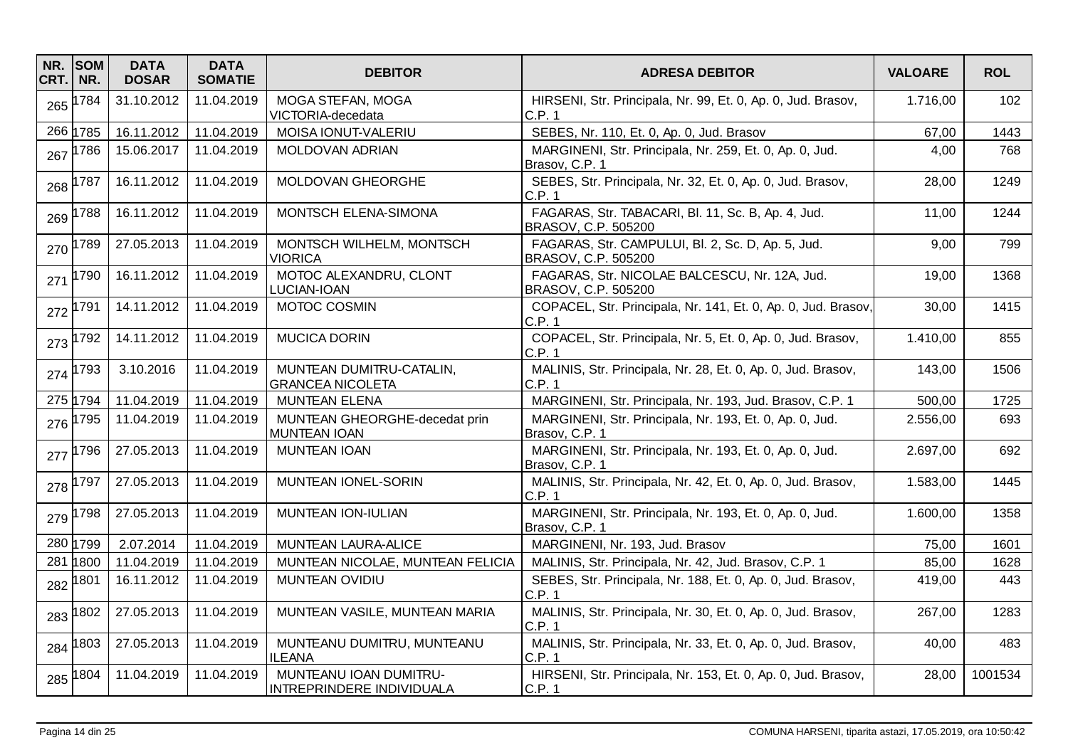| NR. CRT. | SOM NR. | DATA DOSAR | DATA SOMATIE | DEBITOR | ADRESA DEBITOR | VALOARE | ROL |
|---|---|---|---|---|---|---|---|
| 265 | 1784 | 31.10.2012 | 11.04.2019 | MOGA STEFAN, MOGA VICTORIA-decedata | HIRSENI, Str. Principala, Nr. 99, Et. 0, Ap. 0, Jud. Brasov, C.P. 1 | 1.716,00 | 102 |
| 266 | 1785 | 16.11.2012 | 11.04.2019 | MOISA IONUT-VALERIU | SEBES, Nr. 110, Et. 0, Ap. 0, Jud. Brasov | 67,00 | 1443 |
| 267 | 1786 | 15.06.2017 | 11.04.2019 | MOLDOVAN ADRIAN | MARGINENI, Str. Principala, Nr. 259, Et. 0, Ap. 0, Jud. Brasov, C.P. 1 | 4,00 | 768 |
| 268 | 1787 | 16.11.2012 | 11.04.2019 | MOLDOVAN GHEORGHE | SEBES, Str. Principala, Nr. 32, Et. 0, Ap. 0, Jud. Brasov, C.P. 1 | 28,00 | 1249 |
| 269 | 1788 | 16.11.2012 | 11.04.2019 | MONTSCH ELENA-SIMONA | FAGARAS, Str. TABACARI, Bl. 11, Sc. B, Ap. 4, Jud. BRASOV, C.P. 505200 | 11,00 | 1244 |
| 270 | 1789 | 27.05.2013 | 11.04.2019 | MONTSCH WILHELM, MONTSCH VIORICA | FAGARAS, Str. CAMPULUI, Bl. 2, Sc. D, Ap. 5, Jud. BRASOV, C.P. 505200 | 9,00 | 799 |
| 271 | 1790 | 16.11.2012 | 11.04.2019 | MOTOC ALEXANDRU, CLONT LUCIAN-IOAN | FAGARAS, Str. NICOLAE BALCESCU, Nr. 12A, Jud. BRASOV, C.P. 505200 | 19,00 | 1368 |
| 272 | 1791 | 14.11.2012 | 11.04.2019 | MOTOC COSMIN | COPACEL, Str. Principala, Nr. 141, Et. 0, Ap. 0, Jud. Brasov, C.P. 1 | 30,00 | 1415 |
| 273 | 1792 | 14.11.2012 | 11.04.2019 | MUCICA DORIN | COPACEL, Str. Principala, Nr. 5, Et. 0, Ap. 0, Jud. Brasov, C.P. 1 | 1.410,00 | 855 |
| 274 | 1793 | 3.10.2016 | 11.04.2019 | MUNTEAN DUMITRU-CATALIN, GRANCEA NICOLETA | MALINIS, Str. Principala, Nr. 28, Et. 0, Ap. 0, Jud. Brasov, C.P. 1 | 143,00 | 1506 |
| 275 | 1794 | 11.04.2019 | 11.04.2019 | MUNTEAN ELENA | MARGINENI, Str. Principala, Nr. 193, Jud. Brasov, C.P. 1 | 500,00 | 1725 |
| 276 | 1795 | 11.04.2019 | 11.04.2019 | MUNTEAN GHEORGHE-decedat prin MUNTEAN IOAN | MARGINENI, Str. Principala, Nr. 193, Et. 0, Ap. 0, Jud. Brasov, C.P. 1 | 2.556,00 | 693 |
| 277 | 1796 | 27.05.2013 | 11.04.2019 | MUNTEAN IOAN | MARGINENI, Str. Principala, Nr. 193, Et. 0, Ap. 0, Jud. Brasov, C.P. 1 | 2.697,00 | 692 |
| 278 | 1797 | 27.05.2013 | 11.04.2019 | MUNTEAN IONEL-SORIN | MALINIS, Str. Principala, Nr. 42, Et. 0, Ap. 0, Jud. Brasov, C.P. 1 | 1.583,00 | 1445 |
| 279 | 1798 | 27.05.2013 | 11.04.2019 | MUNTEAN ION-IULIAN | MARGINENI, Str. Principala, Nr. 193, Et. 0, Ap. 0, Jud. Brasov, C.P. 1 | 1.600,00 | 1358 |
| 280 | 1799 | 2.07.2014 | 11.04.2019 | MUNTEAN LAURA-ALICE | MARGINENI, Nr. 193, Jud. Brasov | 75,00 | 1601 |
| 281 | 1800 | 11.04.2019 | 11.04.2019 | MUNTEAN NICOLAE, MUNTEAN FELICIA | MALINIS, Str. Principala, Nr. 42, Jud. Brasov, C.P. 1 | 85,00 | 1628 |
| 282 | 1801 | 16.11.2012 | 11.04.2019 | MUNTEAN OVIDIU | SEBES, Str. Principala, Nr. 188, Et. 0, Ap. 0, Jud. Brasov, C.P. 1 | 419,00 | 443 |
| 283 | 1802 | 27.05.2013 | 11.04.2019 | MUNTEAN VASILE, MUNTEAN MARIA | MALINIS, Str. Principala, Nr. 30, Et. 0, Ap. 0, Jud. Brasov, C.P. 1 | 267,00 | 1283 |
| 284 | 1803 | 27.05.2013 | 11.04.2019 | MUNTEANU DUMITRU, MUNTEANU ILEANA | MALINIS, Str. Principala, Nr. 33, Et. 0, Ap. 0, Jud. Brasov, C.P. 1 | 40,00 | 483 |
| 285 | 1804 | 11.04.2019 | 11.04.2019 | MUNTEANU IOAN DUMITRU-INTREPRINDERE INDIVIDUALA | HIRSENI, Str. Principala, Nr. 153, Et. 0, Ap. 0, Jud. Brasov, C.P. 1 | 28,00 | 1001534 |

COMUNA HARSENI, tiparita astazi, 17.05.2019, ora 10:50:42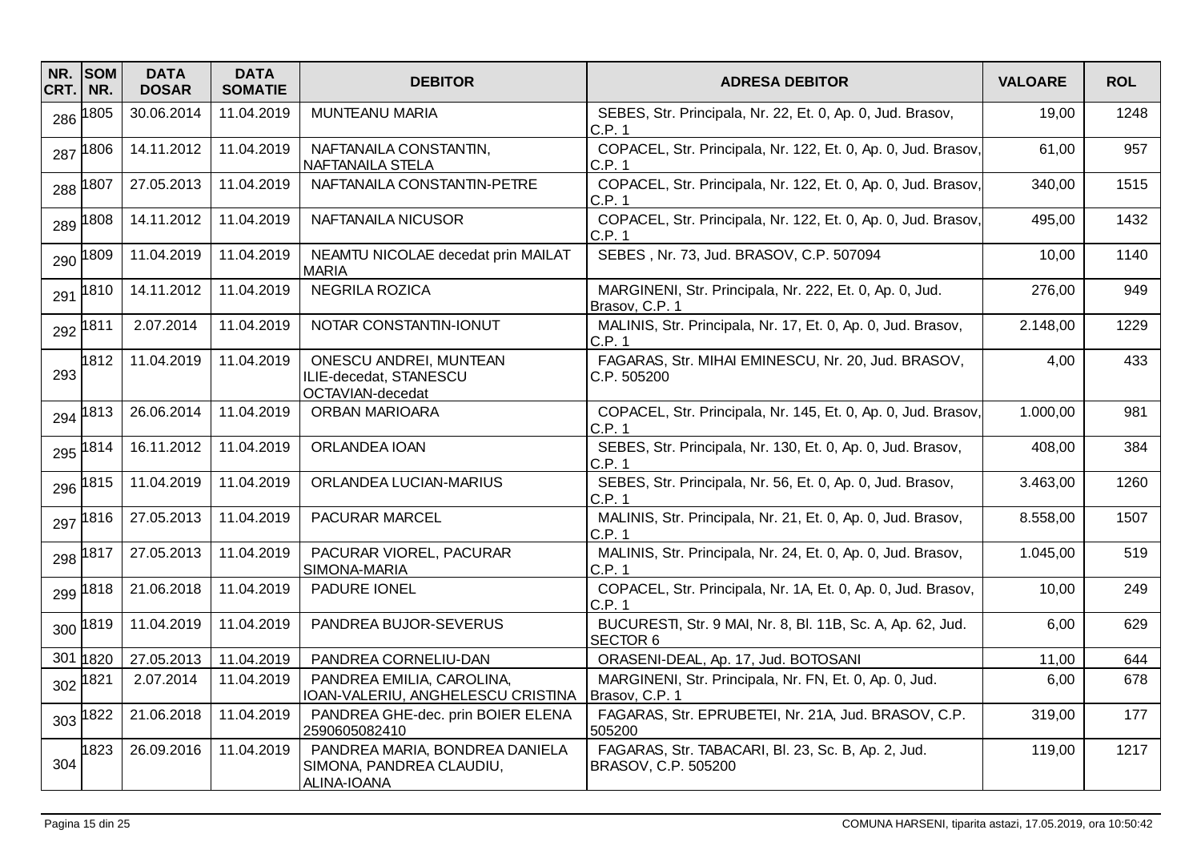| NR. CRT. | SOM NR. | DATA DOSAR | DATA SOMATIE | DEBITOR | ADRESA DEBITOR | VALOARE | ROL |
|---|---|---|---|---|---|---|---|
| 286 | 1805 | 30.06.2014 | 11.04.2019 | MUNTEANU MARIA | SEBES, Str. Principala, Nr. 22, Et. 0, Ap. 0, Jud. Brasov, C.P. 1 | 19,00 | 1248 |
| 287 | 1806 | 14.11.2012 | 11.04.2019 | NAFTANAILA CONSTANTIN, NAFTANAILA STELA | COPACEL, Str. Principala, Nr. 122, Et. 0, Ap. 0, Jud. Brasov, C.P. 1 | 61,00 | 957 |
| 288 | 1807 | 27.05.2013 | 11.04.2019 | NAFTANAILA CONSTANTIN-PETRE | COPACEL, Str. Principala, Nr. 122, Et. 0, Ap. 0, Jud. Brasov, C.P. 1 | 340,00 | 1515 |
| 289 | 1808 | 14.11.2012 | 11.04.2019 | NAFTANAILA NICUSOR | COPACEL, Str. Principala, Nr. 122, Et. 0, Ap. 0, Jud. Brasov, C.P. 1 | 495,00 | 1432 |
| 290 | 1809 | 11.04.2019 | 11.04.2019 | NEAMTU NICOLAE decedat prin MAILAT MARIA | SEBES , Nr. 73, Jud. BRASOV, C.P. 507094 | 10,00 | 1140 |
| 291 | 1810 | 14.11.2012 | 11.04.2019 | NEGRILA ROZICA | MARGINENI, Str. Principala, Nr. 222, Et. 0, Ap. 0, Jud. Brasov, C.P. 1 | 276,00 | 949 |
| 292 | 1811 | 2.07.2014 | 11.04.2019 | NOTAR CONSTANTIN-IONUT | MALINIS, Str. Principala, Nr. 17, Et. 0, Ap. 0, Jud. Brasov, C.P. 1 | 2.148,00 | 1229 |
| 293 | 1812 | 11.04.2019 | 11.04.2019 | ONESCU ANDREI, MUNTEAN ILIE-decedat, STANESCU OCTAVIAN-decedat | FAGARAS, Str. MIHAI EMINESCU, Nr. 20, Jud. BRASOV, C.P. 505200 | 4,00 | 433 |
| 294 | 1813 | 26.06.2014 | 11.04.2019 | ORBAN MARIOARA | COPACEL, Str. Principala, Nr. 145, Et. 0, Ap. 0, Jud. Brasov, C.P. 1 | 1.000,00 | 981 |
| 295 | 1814 | 16.11.2012 | 11.04.2019 | ORLANDEA IOAN | SEBES, Str. Principala, Nr. 130, Et. 0, Ap. 0, Jud. Brasov, C.P. 1 | 408,00 | 384 |
| 296 | 1815 | 11.04.2019 | 11.04.2019 | ORLANDEA LUCIAN-MARIUS | SEBES, Str. Principala, Nr. 56, Et. 0, Ap. 0, Jud. Brasov, C.P. 1 | 3.463,00 | 1260 |
| 297 | 1816 | 27.05.2013 | 11.04.2019 | PACURAR MARCEL | MALINIS, Str. Principala, Nr. 21, Et. 0, Ap. 0, Jud. Brasov, C.P. 1 | 8.558,00 | 1507 |
| 298 | 1817 | 27.05.2013 | 11.04.2019 | PACURAR VIOREL, PACURAR SIMONA-MARIA | MALINIS, Str. Principala, Nr. 24, Et. 0, Ap. 0, Jud. Brasov, C.P. 1 | 1.045,00 | 519 |
| 299 | 1818 | 21.06.2018 | 11.04.2019 | PADURE IONEL | COPACEL, Str. Principala, Nr. 1A, Et. 0, Ap. 0, Jud. Brasov, C.P. 1 | 10,00 | 249 |
| 300 | 1819 | 11.04.2019 | 11.04.2019 | PANDREA BUJOR-SEVERUS | BUCURESTI, Str. 9 MAI, Nr. 8, Bl. 11B, Sc. A, Ap. 62, Jud. SECTOR 6 | 6,00 | 629 |
| 301 | 1820 | 27.05.2013 | 11.04.2019 | PANDREA CORNELIU-DAN | ORASENI-DEAL, Ap. 17, Jud. BOTOSANI | 11,00 | 644 |
| 302 | 1821 | 2.07.2014 | 11.04.2019 | PANDREA EMILIA, CAROLINA, IOAN-VALERIU, ANGHELESCU CRISTINA | MARGINENI, Str. Principala, Nr. FN, Et. 0, Ap. 0, Jud. Brasov, C.P. 1 | 6,00 | 678 |
| 303 | 1822 | 21.06.2018 | 11.04.2019 | PANDREA GHE-dec. prin BOIER ELENA 2590605082410 | FAGARAS, Str. EPRUBETEI, Nr. 21A, Jud. BRASOV, C.P. 505200 | 319,00 | 177 |
| 304 | 1823 | 26.09.2016 | 11.04.2019 | PANDREA MARIA, BONDREA DANIELA SIMONA, PANDREA CLAUDIU, ALINA-IOANA | FAGARAS, Str. TABACARI, Bl. 23, Sc. B, Ap. 2, Jud. BRASOV, C.P. 505200 | 119,00 | 1217 |

COMUNA HARSENI, tiparita astazi, 17.05.2019, ora 10:50:42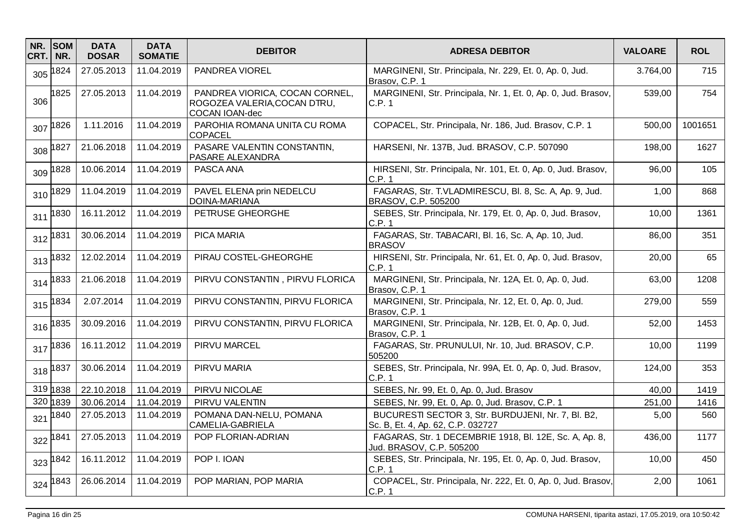| NR. CRT. | SOM NR. | DATA DOSAR | DATA SOMATIE | DEBITOR | ADRESA DEBITOR | VALOARE | ROL |
|---|---|---|---|---|---|---|---|
| 305 | 1824 | 27.05.2013 | 11.04.2019 | PANDREA VIOREL | MARGINENI, Str. Principala, Nr. 229, Et. 0, Ap. 0, Jud. Brasov, C.P. 1 | 3.764,00 | 715 |
| 306 | 1825 | 27.05.2013 | 11.04.2019 | PANDREA VIORICA, COCAN CORNEL, ROGOZEA VALERIA,COCAN DTRU, COCAN IOAN-dec | MARGINENI, Str. Principala, Nr. 1, Et. 0, Ap. 0, Jud. Brasov, C.P. 1 | 539,00 | 754 |
| 307 | 1826 | 1.11.2016 | 11.04.2019 | PAROHIA ROMANA UNITA CU ROMA COPACEL | COPACEL, Str. Principala, Nr. 186, Jud. Brasov, C.P. 1 | 500,00 | 1001651 |
| 308 | 1827 | 21.06.2018 | 11.04.2019 | PASARE VALENTIN CONSTANTIN, PASARE ALEXANDRA | HARSENI, Nr. 137B, Jud. BRASOV, C.P. 507090 | 198,00 | 1627 |
| 309 | 1828 | 10.06.2014 | 11.04.2019 | PASCA ANA | HIRSENI, Str. Principala, Nr. 101, Et. 0, Ap. 0, Jud. Brasov, C.P. 1 | 96,00 | 105 |
| 310 | 1829 | 11.04.2019 | 11.04.2019 | PAVEL ELENA prin NEDELCU DOINA-MARIANA | FAGARAS, Str. T.VLADMIRESCU, Bl. 8, Sc. A, Ap. 9, Jud. BRASOV, C.P. 505200 | 1,00 | 868 |
| 311 | 1830 | 16.11.2012 | 11.04.2019 | PETRUSE GHEORGHE | SEBES, Str. Principala, Nr. 179, Et. 0, Ap. 0, Jud. Brasov, C.P. 1 | 10,00 | 1361 |
| 312 | 1831 | 30.06.2014 | 11.04.2019 | PICA MARIA | FAGARAS, Str. TABACARI, Bl. 16, Sc. A, Ap. 10, Jud. BRASOV | 86,00 | 351 |
| 313 | 1832 | 12.02.2014 | 11.04.2019 | PIRAU COSTEL-GHEORGHE | HIRSENI, Str. Principala, Nr. 61, Et. 0, Ap. 0, Jud. Brasov, C.P. 1 | 20,00 | 65 |
| 314 | 1833 | 21.06.2018 | 11.04.2019 | PIRVU CONSTANTIN , PIRVU FLORICA | MARGINENI, Str. Principala, Nr. 12A, Et. 0, Ap. 0, Jud. Brasov, C.P. 1 | 63,00 | 1208 |
| 315 | 1834 | 2.07.2014 | 11.04.2019 | PIRVU CONSTANTIN, PIRVU FLORICA | MARGINENI, Str. Principala, Nr. 12, Et. 0, Ap. 0, Jud. Brasov, C.P. 1 | 279,00 | 559 |
| 316 | 1835 | 30.09.2016 | 11.04.2019 | PIRVU CONSTANTIN, PIRVU FLORICA | MARGINENI, Str. Principala, Nr. 12B, Et. 0, Ap. 0, Jud. Brasov, C.P. 1 | 52,00 | 1453 |
| 317 | 1836 | 16.11.2012 | 11.04.2019 | PIRVU MARCEL | FAGARAS, Str. PRUNULUI, Nr. 10, Jud. BRASOV, C.P. 505200 | 10,00 | 1199 |
| 318 | 1837 | 30.06.2014 | 11.04.2019 | PIRVU MARIA | SEBES, Str. Principala, Nr. 99A, Et. 0, Ap. 0, Jud. Brasov, C.P. 1 | 124,00 | 353 |
| 319 | 1838 | 22.10.2018 | 11.04.2019 | PIRVU NICOLAE | SEBES, Nr. 99, Et. 0, Ap. 0, Jud. Brasov | 40,00 | 1419 |
| 320 | 1839 | 30.06.2014 | 11.04.2019 | PIRVU VALENTIN | SEBES, Nr. 99, Et. 0, Ap. 0, Jud. Brasov, C.P. 1 | 251,00 | 1416 |
| 321 | 1840 | 27.05.2013 | 11.04.2019 | POMANA DAN-NELU, POMANA CAMELIA-GABRIELA | BUCURESTI SECTOR 3, Str. BURDUJENI, Nr. 7, Bl. B2, Sc. B, Et. 4, Ap. 62, C.P. 032727 | 5,00 | 560 |
| 322 | 1841 | 27.05.2013 | 11.04.2019 | POP FLORIAN-ADRIAN | FAGARAS, Str. 1 DECEMBRIE 1918, Bl. 12E, Sc. A, Ap. 8, Jud. BRASOV, C.P. 505200 | 436,00 | 1177 |
| 323 | 1842 | 16.11.2012 | 11.04.2019 | POP I. IOAN | SEBES, Str. Principala, Nr. 195, Et. 0, Ap. 0, Jud. Brasov, C.P. 1 | 10,00 | 450 |
| 324 | 1843 | 26.06.2014 | 11.04.2019 | POP MARIAN, POP MARIA | COPACEL, Str. Principala, Nr. 222, Et. 0, Ap. 0, Jud. Brasov, C.P. 1 | 2,00 | 1061 |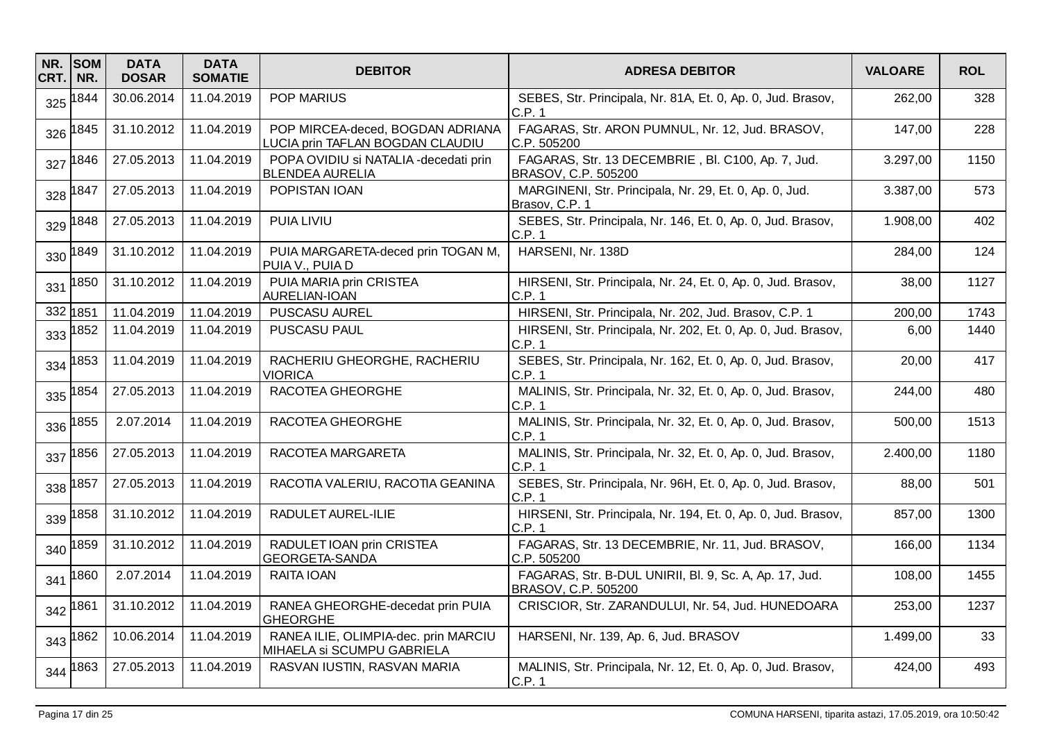| NR. CRT. | SOM NR. | DATA DOSAR | DATA SOMATIE | DEBITOR | ADRESA DEBITOR | VALOARE | ROL |
|---|---|---|---|---|---|---|---|
| 325 | 1844 | 30.06.2014 | 11.04.2019 | POP MARIUS | SEBES, Str. Principala, Nr. 81A, Et. 0, Ap. 0, Jud. Brasov, C.P. 1 | 262,00 | 328 |
| 326 | 1845 | 31.10.2012 | 11.04.2019 | POP MIRCEA-deced, BOGDAN ADRIANA LUCIA prin TAFLAN BOGDAN CLAUDIU | FAGARAS, Str. ARON PUMNUL, Nr. 12, Jud. BRASOV, C.P. 505200 | 147,00 | 228 |
| 327 | 1846 | 27.05.2013 | 11.04.2019 | POPA OVIDIU si NATALIA -decedati prin BLENDEA AURELIA | FAGARAS, Str. 13 DECEMBRIE , Bl. C100, Ap. 7, Jud. BRASOV, C.P. 505200 | 3.297,00 | 1150 |
| 328 | 1847 | 27.05.2013 | 11.04.2019 | POPISTAN IOAN | MARGINENI, Str. Principala, Nr. 29, Et. 0, Ap. 0, Jud. Brasov, C.P. 1 | 3.387,00 | 573 |
| 329 | 1848 | 27.05.2013 | 11.04.2019 | PUIA LIVIU | SEBES, Str. Principala, Nr. 146, Et. 0, Ap. 0, Jud. Brasov, C.P. 1 | 1.908,00 | 402 |
| 330 | 1849 | 31.10.2012 | 11.04.2019 | PUIA MARGARETA-deced prin TOGAN M, PUIA V., PUIA D | HARSENI, Nr. 138D | 284,00 | 124 |
| 331 | 1850 | 31.10.2012 | 11.04.2019 | PUIA MARIA prin CRISTEA AURELIAN-IOAN | HIRSENI, Str. Principala, Nr. 24, Et. 0, Ap. 0, Jud. Brasov, C.P. 1 | 38,00 | 1127 |
| 332 | 1851 | 11.04.2019 | 11.04.2019 | PUSCASU AUREL | HIRSENI, Str. Principala, Nr. 202, Jud. Brasov, C.P. 1 | 200,00 | 1743 |
| 333 | 1852 | 11.04.2019 | 11.04.2019 | PUSCASU PAUL | HIRSENI, Str. Principala, Nr. 202, Et. 0, Ap. 0, Jud. Brasov, C.P. 1 | 6,00 | 1440 |
| 334 | 1853 | 11.04.2019 | 11.04.2019 | RACHERIU GHEORGHE, RACHERIU VIORICA | SEBES, Str. Principala, Nr. 162, Et. 0, Ap. 0, Jud. Brasov, C.P. 1 | 20,00 | 417 |
| 335 | 1854 | 27.05.2013 | 11.04.2019 | RACOTEA GHEORGHE | MALINIS, Str. Principala, Nr. 32, Et. 0, Ap. 0, Jud. Brasov, C.P. 1 | 244,00 | 480 |
| 336 | 1855 | 2.07.2014 | 11.04.2019 | RACOTEA GHEORGHE | MALINIS, Str. Principala, Nr. 32, Et. 0, Ap. 0, Jud. Brasov, C.P. 1 | 500,00 | 1513 |
| 337 | 1856 | 27.05.2013 | 11.04.2019 | RACOTEA MARGARETA | MALINIS, Str. Principala, Nr. 32, Et. 0, Ap. 0, Jud. Brasov, C.P. 1 | 2.400,00 | 1180 |
| 338 | 1857 | 27.05.2013 | 11.04.2019 | RACOTIA VALERIU, RACOTIA GEANINA | SEBES, Str. Principala, Nr. 96H, Et. 0, Ap. 0, Jud. Brasov, C.P. 1 | 88,00 | 501 |
| 339 | 1858 | 31.10.2012 | 11.04.2019 | RADULET AUREL-ILIE | HIRSENI, Str. Principala, Nr. 194, Et. 0, Ap. 0, Jud. Brasov, C.P. 1 | 857,00 | 1300 |
| 340 | 1859 | 31.10.2012 | 11.04.2019 | RADULET IOAN prin CRISTEA GEORGETA-SANDA | FAGARAS, Str. 13 DECEMBRIE, Nr. 11, Jud. BRASOV, C.P. 505200 | 166,00 | 1134 |
| 341 | 1860 | 2.07.2014 | 11.04.2019 | RAITA IOAN | FAGARAS, Str. B-DUL UNIRII, Bl. 9, Sc. A, Ap. 17, Jud. BRASOV, C.P. 505200 | 108,00 | 1455 |
| 342 | 1861 | 31.10.2012 | 11.04.2019 | RANEA GHEORGHE-decedat prin PUIA GHEORGHE | CRISCIOR, Str. ZARANDULUI, Nr. 54, Jud. HUNEDOARA | 253,00 | 1237 |
| 343 | 1862 | 10.06.2014 | 11.04.2019 | RANEA ILIE, OLIMPIA-dec. prin MARCIU MIHAELA si SCUMPU GABRIELA | HARSENI, Nr. 139, Ap. 6, Jud. BRASOV | 1.499,00 | 33 |
| 344 | 1863 | 27.05.2013 | 11.04.2019 | RASVAN IUSTIN, RASVAN MARIA | MALINIS, Str. Principala, Nr. 12, Et. 0, Ap. 0, Jud. Brasov, C.P. 1 | 424,00 | 493 |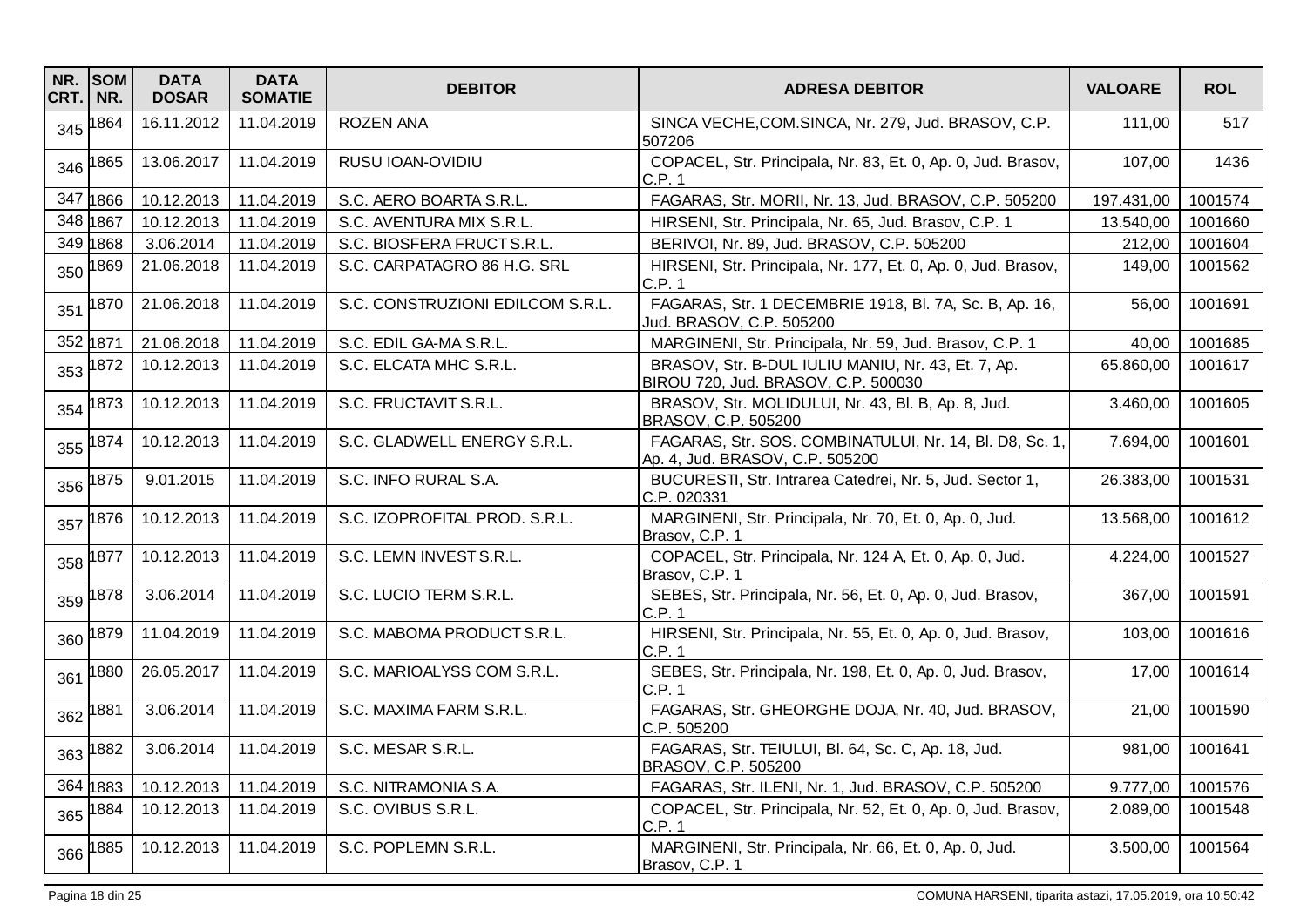| NR. CRT. | SOM NR. | DATA DOSAR | DATA SOMATIE | DEBITOR | ADRESA DEBITOR | VALOARE | ROL |
|---|---|---|---|---|---|---|---|
| 345 | 1864 | 16.11.2012 | 11.04.2019 | ROZEN ANA | SINCA VECHE,COM.SINCA, Nr. 279, Jud. BRASOV, C.P. 507206 | 111,00 | 517 |
| 346 | 1865 | 13.06.2017 | 11.04.2019 | RUSU IOAN-OVIDIU | COPACEL, Str. Principala, Nr. 83, Et. 0, Ap. 0, Jud. Brasov, C.P. 1 | 107,00 | 1436 |
| 347 | 1866 | 10.12.2013 | 11.04.2019 | S.C. AERO BOARTA S.R.L. | FAGARAS, Str. MORII, Nr. 13, Jud. BRASOV, C.P. 505200 | 197.431,00 | 1001574 |
| 348 | 1867 | 10.12.2013 | 11.04.2019 | S.C. AVENTURA MIX S.R.L. | HIRSENI, Str. Principala, Nr. 65, Jud. Brasov, C.P. 1 | 13.540,00 | 1001660 |
| 349 | 1868 | 3.06.2014 | 11.04.2019 | S.C. BIOSFERA FRUCT S.R.L. | BERIVOI, Nr. 89, Jud. BRASOV, C.P. 505200 | 212,00 | 1001604 |
| 350 | 1869 | 21.06.2018 | 11.04.2019 | S.C. CARPATAGRO 86 H.G. SRL | HIRSENI, Str. Principala, Nr. 177, Et. 0, Ap. 0, Jud. Brasov, C.P. 1 | 149,00 | 1001562 |
| 351 | 1870 | 21.06.2018 | 11.04.2019 | S.C. CONSTRUZIONI EDILCOM S.R.L. | FAGARAS, Str. 1 DECEMBRIE 1918, Bl. 7A, Sc. B, Ap. 16, Jud. BRASOV, C.P. 505200 | 56,00 | 1001691 |
| 352 | 1871 | 21.06.2018 | 11.04.2019 | S.C. EDIL GA-MA S.R.L. | MARGINENI, Str. Principala, Nr. 59, Jud. Brasov, C.P. 1 | 40,00 | 1001685 |
| 353 | 1872 | 10.12.2013 | 11.04.2019 | S.C. ELCATA MHC S.R.L. | BRASOV, Str. B-DUL IULIU MANIU, Nr. 43, Et. 7, Ap. BIROU 720, Jud. BRASOV, C.P. 500030 | 65.860,00 | 1001617 |
| 354 | 1873 | 10.12.2013 | 11.04.2019 | S.C. FRUCTAVIT S.R.L. | BRASOV, Str. MOLIDULUI, Nr. 43, Bl. B, Ap. 8, Jud. BRASOV, C.P. 505200 | 3.460,00 | 1001605 |
| 355 | 1874 | 10.12.2013 | 11.04.2019 | S.C. GLADWELL ENERGY S.R.L. | FAGARAS, Str. SOS. COMBINATULUI, Nr. 14, Bl. D8, Sc. 1, Ap. 4, Jud. BRASOV, C.P. 505200 | 7.694,00 | 1001601 |
| 356 | 1875 | 9.01.2015 | 11.04.2019 | S.C. INFO RURAL S.A. | BUCURESTI, Str. Intrarea Catedrei, Nr. 5, Jud. Sector 1, C.P. 020331 | 26.383,00 | 1001531 |
| 357 | 1876 | 10.12.2013 | 11.04.2019 | S.C. IZOPROFITAL PROD. S.R.L. | MARGINENI, Str. Principala, Nr. 70, Et. 0, Ap. 0, Jud. Brasov, C.P. 1 | 13.568,00 | 1001612 |
| 358 | 1877 | 10.12.2013 | 11.04.2019 | S.C. LEMN INVEST S.R.L. | COPACEL, Str. Principala, Nr. 124 A, Et. 0, Ap. 0, Jud. Brasov, C.P. 1 | 4.224,00 | 1001527 |
| 359 | 1878 | 3.06.2014 | 11.04.2019 | S.C. LUCIO TERM S.R.L. | SEBES, Str. Principala, Nr. 56, Et. 0, Ap. 0, Jud. Brasov, C.P. 1 | 367,00 | 1001591 |
| 360 | 1879 | 11.04.2019 | 11.04.2019 | S.C. MABOMA PRODUCT S.R.L. | HIRSENI, Str. Principala, Nr. 55, Et. 0, Ap. 0, Jud. Brasov, C.P. 1 | 103,00 | 1001616 |
| 361 | 1880 | 26.05.2017 | 11.04.2019 | S.C. MARIOALYSS COM S.R.L. | SEBES, Str. Principala, Nr. 198, Et. 0, Ap. 0, Jud. Brasov, C.P. 1 | 17,00 | 1001614 |
| 362 | 1881 | 3.06.2014 | 11.04.2019 | S.C. MAXIMA FARM S.R.L. | FAGARAS, Str. GHEORGHE DOJA, Nr. 40, Jud. BRASOV, C.P. 505200 | 21,00 | 1001590 |
| 363 | 1882 | 3.06.2014 | 11.04.2019 | S.C. MESAR S.R.L. | FAGARAS, Str. TEIULUI, Bl. 64, Sc. C, Ap. 18, Jud. BRASOV, C.P. 505200 | 981,00 | 1001641 |
| 364 | 1883 | 10.12.2013 | 11.04.2019 | S.C. NITRAMONIA S.A. | FAGARAS, Str. ILENI, Nr. 1, Jud. BRASOV, C.P. 505200 | 9.777,00 | 1001576 |
| 365 | 1884 | 10.12.2013 | 11.04.2019 | S.C. OVIBUS S.R.L. | COPACEL, Str. Principala, Nr. 52, Et. 0, Ap. 0, Jud. Brasov, C.P. 1 | 2.089,00 | 1001548 |
| 366 | 1885 | 10.12.2013 | 11.04.2019 | S.C. POPLEMN S.R.L. | MARGINENI, Str. Principala, Nr. 66, Et. 0, Ap. 0, Jud. Brasov, C.P. 1 | 3.500,00 | 1001564 |

COMUNA HARSENI, tiparita astazi, 17.05.2019, ora 10:50:42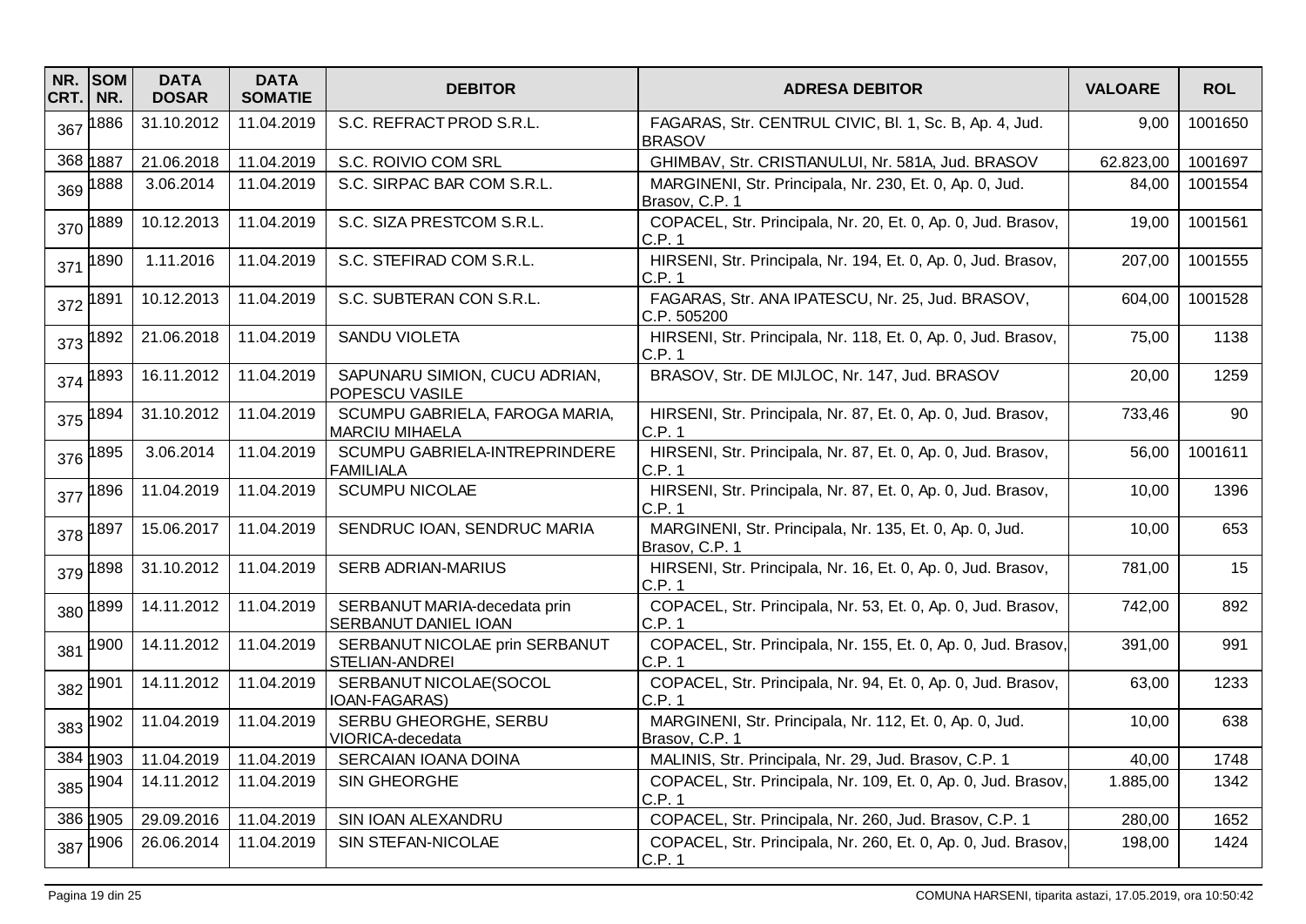| NR. CRT. | SOM NR. | DATA DOSAR | DATA SOMATIE | DEBITOR | ADRESA DEBITOR | VALOARE | ROL |
|---|---|---|---|---|---|---|---|
| 367 | 1886 | 31.10.2012 | 11.04.2019 | S.C. REFRACT PROD S.R.L. | FAGARAS, Str. CENTRUL CIVIC, Bl. 1, Sc. B, Ap. 4, Jud. BRASOV | 9,00 | 1001650 |
| 368 | 1887 | 21.06.2018 | 11.04.2019 | S.C. ROIVIO COM SRL | GHIMBAV, Str. CRISTIANULUI, Nr. 581A, Jud. BRASOV | 62.823,00 | 1001697 |
| 369 | 1888 | 3.06.2014 | 11.04.2019 | S.C. SIRPAC BAR COM S.R.L. | MARGINENI, Str. Principala, Nr. 230, Et. 0, Ap. 0, Jud. Brasov, C.P. 1 | 84,00 | 1001554 |
| 370 | 1889 | 10.12.2013 | 11.04.2019 | S.C. SIZA PRESTCOM S.R.L. | COPACEL, Str. Principala, Nr. 20, Et. 0, Ap. 0, Jud. Brasov, C.P. 1 | 19,00 | 1001561 |
| 371 | 1890 | 1.11.2016 | 11.04.2019 | S.C. STEFIRAD COM S.R.L. | HIRSENI, Str. Principala, Nr. 194, Et. 0, Ap. 0, Jud. Brasov, C.P. 1 | 207,00 | 1001555 |
| 372 | 1891 | 10.12.2013 | 11.04.2019 | S.C. SUBTERAN CON S.R.L. | FAGARAS, Str. ANA IPATESCU, Nr. 25, Jud. BRASOV, C.P. 505200 | 604,00 | 1001528 |
| 373 | 1892 | 21.06.2018 | 11.04.2019 | SANDU VIOLETA | HIRSENI, Str. Principala, Nr. 118, Et. 0, Ap. 0, Jud. Brasov, C.P. 1 | 75,00 | 1138 |
| 374 | 1893 | 16.11.2012 | 11.04.2019 | SAPUNARU SIMION, CUCU ADRIAN, POPESCU VASILE | BRASOV, Str. DE MIJLOC, Nr. 147, Jud. BRASOV | 20,00 | 1259 |
| 375 | 1894 | 31.10.2012 | 11.04.2019 | SCUMPU GABRIELA, FAROGA MARIA, MARCIU MIHAELA | HIRSENI, Str. Principala, Nr. 87, Et. 0, Ap. 0, Jud. Brasov, C.P. 1 | 733,46 | 90 |
| 376 | 1895 | 3.06.2014 | 11.04.2019 | SCUMPU GABRIELA-INTREPRINDERE FAMILIALA | HIRSENI, Str. Principala, Nr. 87, Et. 0, Ap. 0, Jud. Brasov, C.P. 1 | 56,00 | 1001611 |
| 377 | 1896 | 11.04.2019 | 11.04.2019 | SCUMPU NICOLAE | HIRSENI, Str. Principala, Nr. 87, Et. 0, Ap. 0, Jud. Brasov, C.P. 1 | 10,00 | 1396 |
| 378 | 1897 | 15.06.2017 | 11.04.2019 | SENDRUC IOAN, SENDRUC MARIA | MARGINENI, Str. Principala, Nr. 135, Et. 0, Ap. 0, Jud. Brasov, C.P. 1 | 10,00 | 653 |
| 379 | 1898 | 31.10.2012 | 11.04.2019 | SERB ADRIAN-MARIUS | HIRSENI, Str. Principala, Nr. 16, Et. 0, Ap. 0, Jud. Brasov, C.P. 1 | 781,00 | 15 |
| 380 | 1899 | 14.11.2012 | 11.04.2019 | SERBANUT MARIA-decedata prin SERBANUT DANIEL IOAN | COPACEL, Str. Principala, Nr. 53, Et. 0, Ap. 0, Jud. Brasov, C.P. 1 | 742,00 | 892 |
| 381 | 1900 | 14.11.2012 | 11.04.2019 | SERBANUT NICOLAE prin SERBANUT STELIAN-ANDREI | COPACEL, Str. Principala, Nr. 155, Et. 0, Ap. 0, Jud. Brasov, C.P. 1 | 391,00 | 991 |
| 382 | 1901 | 14.11.2012 | 11.04.2019 | SERBANUT NICOLAE(SOCOL IOAN-FAGARAS) | COPACEL, Str. Principala, Nr. 94, Et. 0, Ap. 0, Jud. Brasov, C.P. 1 | 63,00 | 1233 |
| 383 | 1902 | 11.04.2019 | 11.04.2019 | SERBU GHEORGHE, SERBU VIORICA-decedata | MARGINENI, Str. Principala, Nr. 112, Et. 0, Ap. 0, Jud. Brasov, C.P. 1 | 10,00 | 638 |
| 384 | 1903 | 11.04.2019 | 11.04.2019 | SERCAIAN IOANA DOINA | MALINIS, Str. Principala, Nr. 29, Jud. Brasov, C.P. 1 | 40,00 | 1748 |
| 385 | 1904 | 14.11.2012 | 11.04.2019 | SIN GHEORGHE | COPACEL, Str. Principala, Nr. 109, Et. 0, Ap. 0, Jud. Brasov, C.P. 1 | 1.885,00 | 1342 |
| 386 | 1905 | 29.09.2016 | 11.04.2019 | SIN IOAN ALEXANDRU | COPACEL, Str. Principala, Nr. 260, Jud. Brasov, C.P. 1 | 280,00 | 1652 |
| 387 | 1906 | 26.06.2014 | 11.04.2019 | SIN STEFAN-NICOLAE | COPACEL, Str. Principala, Nr. 260, Et. 0, Ap. 0, Jud. Brasov, C.P. 1 | 198,00 | 1424 |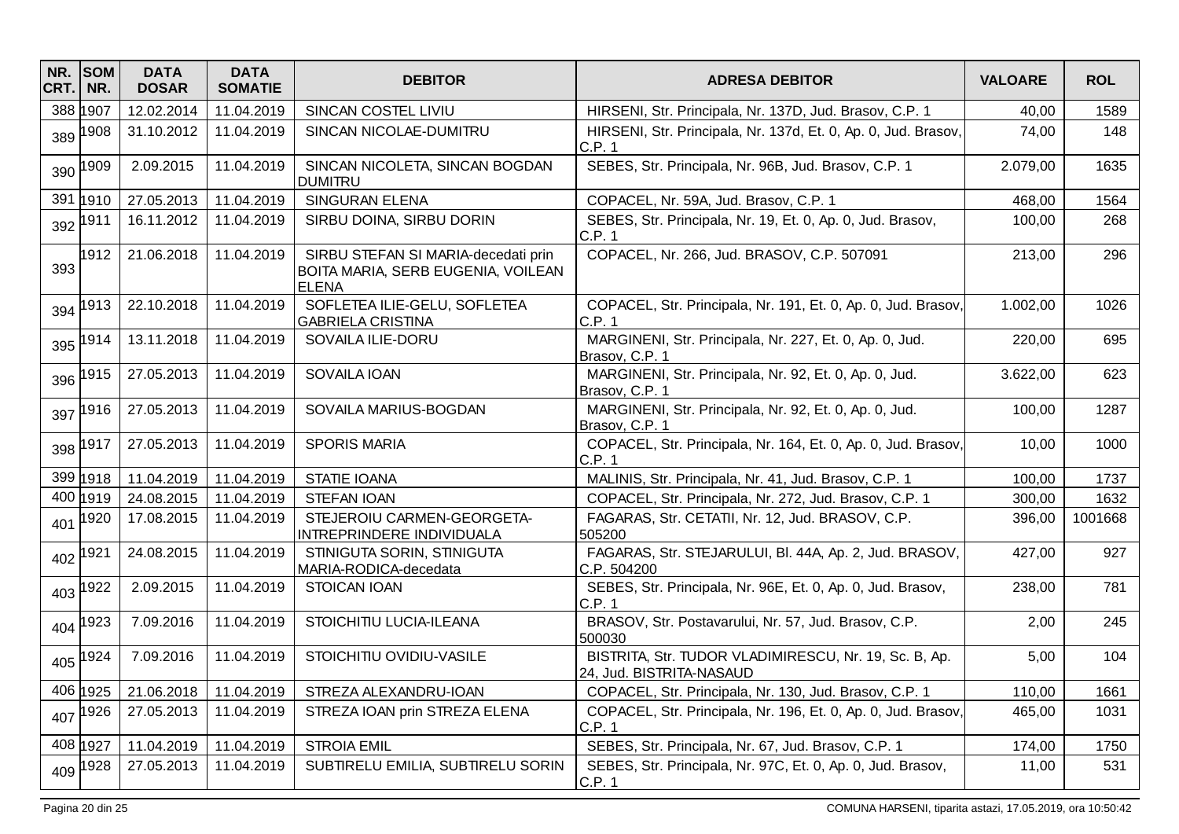| NR. CRT. | SOM NR. | DATA DOSAR | DATA SOMATIE | DEBITOR | ADRESA DEBITOR | VALOARE | ROL |
|---|---|---|---|---|---|---|---|
| 388 | 1907 | 12.02.2014 | 11.04.2019 | SINCAN COSTEL LIVIU | HIRSENI, Str. Principala, Nr. 137D, Jud. Brasov, C.P. 1 | 40,00 | 1589 |
| 389 | 1908 | 31.10.2012 | 11.04.2019 | SINCAN NICOLAE-DUMITRU | HIRSENI, Str. Principala, Nr. 137d, Et. 0, Ap. 0, Jud. Brasov, C.P. 1 | 74,00 | 148 |
| 390 | 1909 | 2.09.2015 | 11.04.2019 | SINCAN NICOLETA, SINCAN BOGDAN DUMITRU | SEBES, Str. Principala, Nr. 96B, Jud. Brasov, C.P. 1 | 2.079,00 | 1635 |
| 391 | 1910 | 27.05.2013 | 11.04.2019 | SINGURAN ELENA | COPACEL, Nr. 59A, Jud. Brasov, C.P. 1 | 468,00 | 1564 |
| 392 | 1911 | 16.11.2012 | 11.04.2019 | SIRBU DOINA, SIRBU DORIN | SEBES, Str. Principala, Nr. 19, Et. 0, Ap. 0, Jud. Brasov, C.P. 1 | 100,00 | 268 |
| 393 | 1912 | 21.06.2018 | 11.04.2019 | SIRBU STEFAN SI MARIA-decedati prin BOITA MARIA, SERB EUGENIA, VOILEAN ELENA | COPACEL, Nr. 266, Jud. BRASOV, C.P. 507091 | 213,00 | 296 |
| 394 | 1913 | 22.10.2018 | 11.04.2019 | SOFLETEA ILIE-GELU, SOFLETEA GABRIELA CRISTINA | COPACEL, Str. Principala, Nr. 191, Et. 0, Ap. 0, Jud. Brasov, C.P. 1 | 1.002,00 | 1026 |
| 395 | 1914 | 13.11.2018 | 11.04.2019 | SOVAILA ILIE-DORU | MARGINENI, Str. Principala, Nr. 227, Et. 0, Ap. 0, Jud. Brasov, C.P. 1 | 220,00 | 695 |
| 396 | 1915 | 27.05.2013 | 11.04.2019 | SOVAILA IOAN | MARGINENI, Str. Principala, Nr. 92, Et. 0, Ap. 0, Jud. Brasov, C.P. 1 | 3.622,00 | 623 |
| 397 | 1916 | 27.05.2013 | 11.04.2019 | SOVAILA MARIUS-BOGDAN | MARGINENI, Str. Principala, Nr. 92, Et. 0, Ap. 0, Jud. Brasov, C.P. 1 | 100,00 | 1287 |
| 398 | 1917 | 27.05.2013 | 11.04.2019 | SPORIS MARIA | COPACEL, Str. Principala, Nr. 164, Et. 0, Ap. 0, Jud. Brasov, C.P. 1 | 10,00 | 1000 |
| 399 | 1918 | 11.04.2019 | 11.04.2019 | STATIE IOANA | MALINIS, Str. Principala, Nr. 41, Jud. Brasov, C.P. 1 | 100,00 | 1737 |
| 400 | 1919 | 24.08.2015 | 11.04.2019 | STEFAN IOAN | COPACEL, Str. Principala, Nr. 272, Jud. Brasov, C.P. 1 | 300,00 | 1632 |
| 401 | 1920 | 17.08.2015 | 11.04.2019 | STEJEROIU CARMEN-GEORGETA-INTREPRINDERE INDIVIDUALA | FAGARAS, Str. CETATII, Nr. 12, Jud. BRASOV, C.P. 505200 | 396,00 | 1001668 |
| 402 | 1921 | 24.08.2015 | 11.04.2019 | STINIGUTA SORIN, STINIGUTA MARIA-RODICA-decedata | FAGARAS, Str. STEJARULUI, Bl. 44A, Ap. 2, Jud. BRASOV, C.P. 504200 | 427,00 | 927 |
| 403 | 1922 | 2.09.2015 | 11.04.2019 | STOICAN IOAN | SEBES, Str. Principala, Nr. 96E, Et. 0, Ap. 0, Jud. Brasov, C.P. 1 | 238,00 | 781 |
| 404 | 1923 | 7.09.2016 | 11.04.2019 | STOICHITIU LUCIA-ILEANA | BRASOV, Str. Postavarului, Nr. 57, Jud. Brasov, C.P. 500030 | 2,00 | 245 |
| 405 | 1924 | 7.09.2016 | 11.04.2019 | STOICHITIU OVIDIU-VASILE | BISTRITA, Str. TUDOR VLADIMIRESCU, Nr. 19, Sc. B, Ap. 24, Jud. BISTRITA-NASAUD | 5,00 | 104 |
| 406 | 1925 | 21.06.2018 | 11.04.2019 | STREZA ALEXANDRU-IOAN | COPACEL, Str. Principala, Nr. 130, Jud. Brasov, C.P. 1 | 110,00 | 1661 |
| 407 | 1926 | 27.05.2013 | 11.04.2019 | STREZA IOAN prin STREZA ELENA | COPACEL, Str. Principala, Nr. 196, Et. 0, Ap. 0, Jud. Brasov, C.P. 1 | 465,00 | 1031 |
| 408 | 1927 | 11.04.2019 | 11.04.2019 | STROIA EMIL | SEBES, Str. Principala, Nr. 67, Jud. Brasov, C.P. 1 | 174,00 | 1750 |
| 409 | 1928 | 27.05.2013 | 11.04.2019 | SUBTIRELU EMILIA, SUBTIRELU SORIN | SEBES, Str. Principala, Nr. 97C, Et. 0, Ap. 0, Jud. Brasov, C.P. 1 | 11,00 | 531 |

COMUNA HARSENI, tiparita astazi, 17.05.2019, ora 10:50:42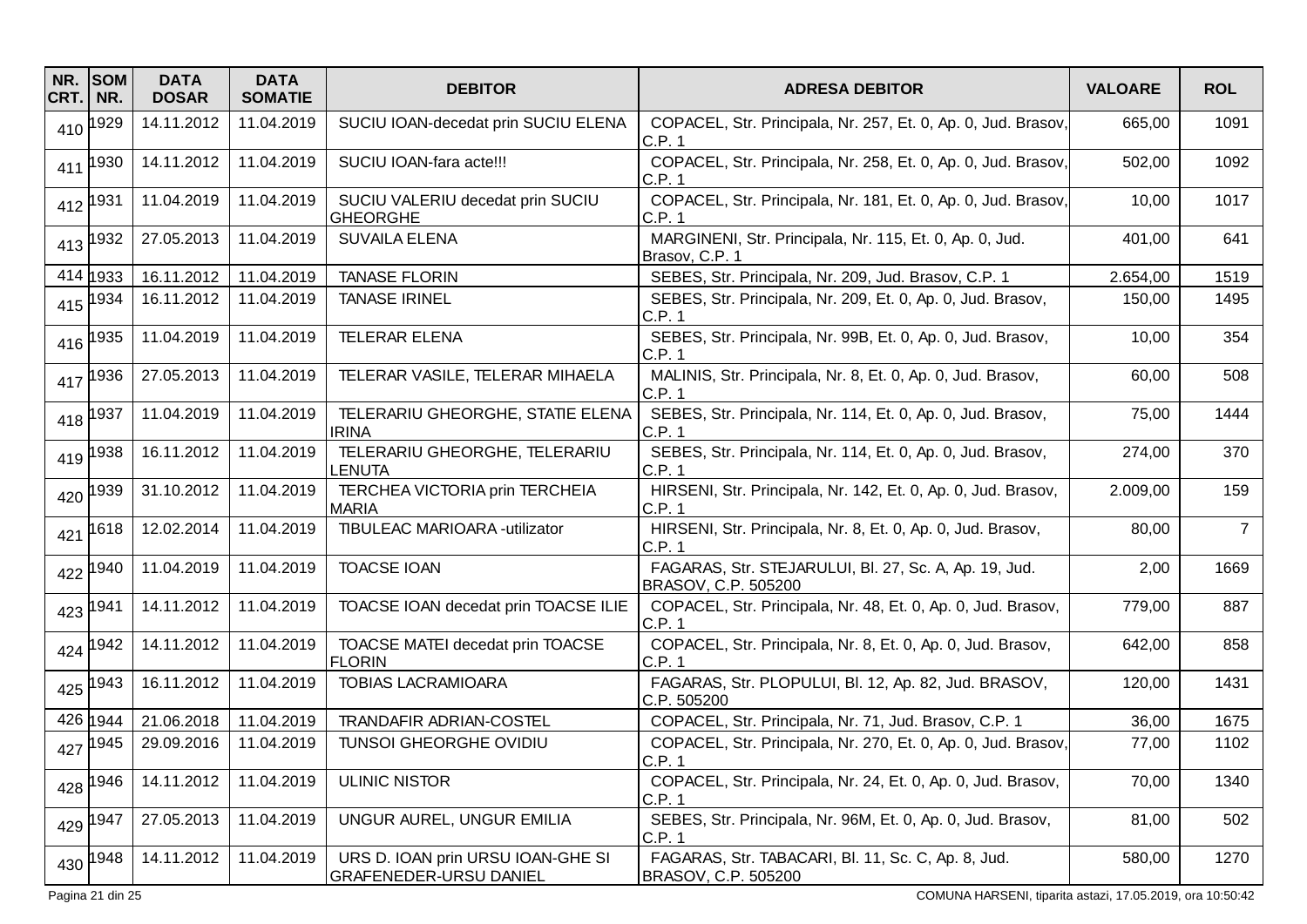| NR. CRT. | SOM NR. | DATA DOSAR | DATA SOMATIE | DEBITOR | ADRESA DEBITOR | VALOARE | ROL |
|---|---|---|---|---|---|---|---|
| 410 | 1929 | 14.11.2012 | 11.04.2019 | SUCIU IOAN-decedat prin SUCIU ELENA | COPACEL, Str. Principala, Nr. 257, Et. 0, Ap. 0, Jud. Brasov, C.P. 1 | 665,00 | 1091 |
| 411 | 1930 | 14.11.2012 | 11.04.2019 | SUCIU IOAN-fara acte!!! | COPACEL, Str. Principala, Nr. 258, Et. 0, Ap. 0, Jud. Brasov, C.P. 1 | 502,00 | 1092 |
| 412 | 1931 | 11.04.2019 | 11.04.2019 | SUCIU VALERIU decedat prin SUCIU GHEORGHE | COPACEL, Str. Principala, Nr. 181, Et. 0, Ap. 0, Jud. Brasov, C.P. 1 | 10,00 | 1017 |
| 413 | 1932 | 27.05.2013 | 11.04.2019 | SUVAILA ELENA | MARGINENI, Str. Principala, Nr. 115, Et. 0, Ap. 0, Jud. Brasov, C.P. 1 | 401,00 | 641 |
| 414 | 1933 | 16.11.2012 | 11.04.2019 | TANASE FLORIN | SEBES, Str. Principala, Nr. 209, Jud. Brasov, C.P. 1 | 2.654,00 | 1519 |
| 415 | 1934 | 16.11.2012 | 11.04.2019 | TANASE IRINEL | SEBES, Str. Principala, Nr. 209, Et. 0, Ap. 0, Jud. Brasov, C.P. 1 | 150,00 | 1495 |
| 416 | 1935 | 11.04.2019 | 11.04.2019 | TELERAR ELENA | SEBES, Str. Principala, Nr. 99B, Et. 0, Ap. 0, Jud. Brasov, C.P. 1 | 10,00 | 354 |
| 417 | 1936 | 27.05.2013 | 11.04.2019 | TELERAR VASILE, TELERAR MIHAELA | MALINIS, Str. Principala, Nr. 8, Et. 0, Ap. 0, Jud. Brasov, C.P. 1 | 60,00 | 508 |
| 418 | 1937 | 11.04.2019 | 11.04.2019 | TELERARIU GHEORGHE, STATIE ELENA IRINA | SEBES, Str. Principala, Nr. 114, Et. 0, Ap. 0, Jud. Brasov, C.P. 1 | 75,00 | 1444 |
| 419 | 1938 | 16.11.2012 | 11.04.2019 | TELERARIU GHEORGHE, TELERARIU LENUTA | SEBES, Str. Principala, Nr. 114, Et. 0, Ap. 0, Jud. Brasov, C.P. 1 | 274,00 | 370 |
| 420 | 1939 | 31.10.2012 | 11.04.2019 | TERCHEA VICTORIA prin TERCHEIA MARIA | HIRSENI, Str. Principala, Nr. 142, Et. 0, Ap. 0, Jud. Brasov, C.P. 1 | 2.009,00 | 159 |
| 421 | 1618 | 12.02.2014 | 11.04.2019 | TIBULEAC MARIOARA -utilizator | HIRSENI, Str. Principala, Nr. 8, Et. 0, Ap. 0, Jud. Brasov, C.P. 1 | 80,00 | 7 |
| 422 | 1940 | 11.04.2019 | 11.04.2019 | TOACSE IOAN | FAGARAS, Str. STEJARULUI, Bl. 27, Sc. A, Ap. 19, Jud. BRASOV, C.P. 505200 | 2,00 | 1669 |
| 423 | 1941 | 14.11.2012 | 11.04.2019 | TOACSE IOAN decedat prin TOACSE ILIE | COPACEL, Str. Principala, Nr. 48, Et. 0, Ap. 0, Jud. Brasov, C.P. 1 | 779,00 | 887 |
| 424 | 1942 | 14.11.2012 | 11.04.2019 | TOACSE MATEI decedat prin TOACSE FLORIN | COPACEL, Str. Principala, Nr. 8, Et. 0, Ap. 0, Jud. Brasov, C.P. 1 | 642,00 | 858 |
| 425 | 1943 | 16.11.2012 | 11.04.2019 | TOBIAS LACRAMIOARA | FAGARAS, Str. PLOPULUI, Bl. 12, Ap. 82, Jud. BRASOV, C.P. 505200 | 120,00 | 1431 |
| 426 | 1944 | 21.06.2018 | 11.04.2019 | TRANDAFIR ADRIAN-COSTEL | COPACEL, Str. Principala, Nr. 71, Jud. Brasov, C.P. 1 | 36,00 | 1675 |
| 427 | 1945 | 29.09.2016 | 11.04.2019 | TUNSOI GHEORGHE OVIDIU | COPACEL, Str. Principala, Nr. 270, Et. 0, Ap. 0, Jud. Brasov, C.P. 1 | 77,00 | 1102 |
| 428 | 1946 | 14.11.2012 | 11.04.2019 | ULINIC NISTOR | COPACEL, Str. Principala, Nr. 24, Et. 0, Ap. 0, Jud. Brasov, C.P. 1 | 70,00 | 1340 |
| 429 | 1947 | 27.05.2013 | 11.04.2019 | UNGUR AUREL, UNGUR EMILIA | SEBES, Str. Principala, Nr. 96M, Et. 0, Ap. 0, Jud. Brasov, C.P. 1 | 81,00 | 502 |
| 430 | 1948 | 14.11.2012 | 11.04.2019 | URS D. IOAN prin URSU IOAN-GHE SI GRAFENEDER-URSU DANIEL | FAGARAS, Str. TABACARI, Bl. 11, Sc. C, Ap. 8, Jud. BRASOV, C.P. 505200 | 580,00 | 1270 |

COMUNA HARSENI, tiparita astazi, 17.05.2019, ora 10:50:42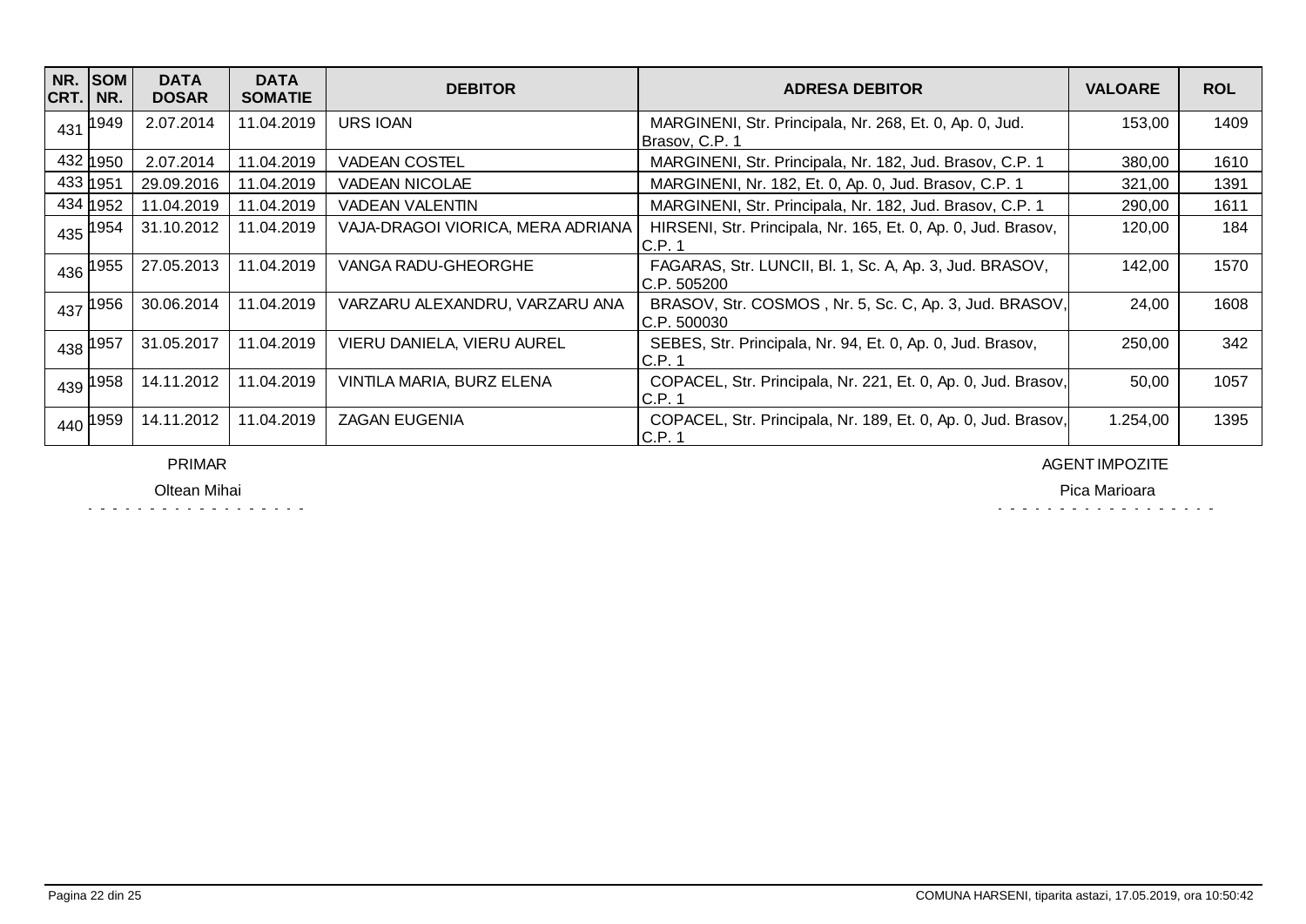| NR. CRT. | SOM NR. | DATA DOSAR | DATA SOMATIE | DEBITOR | ADRESA DEBITOR | VALOARE | ROL |
|---|---|---|---|---|---|---|---|
| 431 | 1949 | 2.07.2014 | 11.04.2019 | URS IOAN | MARGINENI, Str. Principala, Nr. 268, Et. 0, Ap. 0, Jud. Brasov, C.P. 1 | 153,00 | 1409 |
| 432 | 1950 | 2.07.2014 | 11.04.2019 | VADEAN COSTEL | MARGINENI, Str. Principala, Nr. 182, Jud. Brasov, C.P. 1 | 380,00 | 1610 |
| 433 | 1951 | 29.09.2016 | 11.04.2019 | VADEAN NICOLAE | MARGINENI, Nr. 182, Et. 0, Ap. 0, Jud. Brasov, C.P. 1 | 321,00 | 1391 |
| 434 | 1952 | 11.04.2019 | 11.04.2019 | VADEAN VALENTIN | MARGINENI, Str. Principala, Nr. 182, Jud. Brasov, C.P. 1 | 290,00 | 1611 |
| 435 | 1954 | 31.10.2012 | 11.04.2019 | VAJA-DRAGOI VIORICA, MERA ADRIANA | HIRSENI, Str. Principala, Nr. 165, Et. 0, Ap. 0, Jud. Brasov, C.P. 1 | 120,00 | 184 |
| 436 | 1955 | 27.05.2013 | 11.04.2019 | VANGA RADU-GHEORGHE | FAGARAS, Str. LUNCII, Bl. 1, Sc. A, Ap. 3, Jud. BRASOV, C.P. 505200 | 142,00 | 1570 |
| 437 | 1956 | 30.06.2014 | 11.04.2019 | VARZARU ALEXANDRU, VARZARU ANA | BRASOV, Str. COSMOS , Nr. 5, Sc. C, Ap. 3, Jud. BRASOV, C.P. 500030 | 24,00 | 1608 |
| 438 | 1957 | 31.05.2017 | 11.04.2019 | VIERU DANIELA, VIERU AUREL | SEBES, Str. Principala, Nr. 94, Et. 0, Ap. 0, Jud. Brasov, C.P. 1 | 250,00 | 342 |
| 439 | 1958 | 14.11.2012 | 11.04.2019 | VINTILA MARIA, BURZ ELENA | COPACEL, Str. Principala, Nr. 221, Et. 0, Ap. 0, Jud. Brasov, C.P. 1 | 50,00 | 1057 |
| 440 | 1959 | 14.11.2012 | 11.04.2019 | ZAGAN EUGENIA | COPACEL, Str. Principala, Nr. 189, Et. 0, Ap. 0, Jud. Brasov, C.P. 1 | 1.254,00 | 1395 |

PRIMAR

Oltean Mihai

AGENT IMPOZITE

Pica Marioara

COMUNA HARSENI, tiparita astazi, 17.05.2019, ora 10:50:42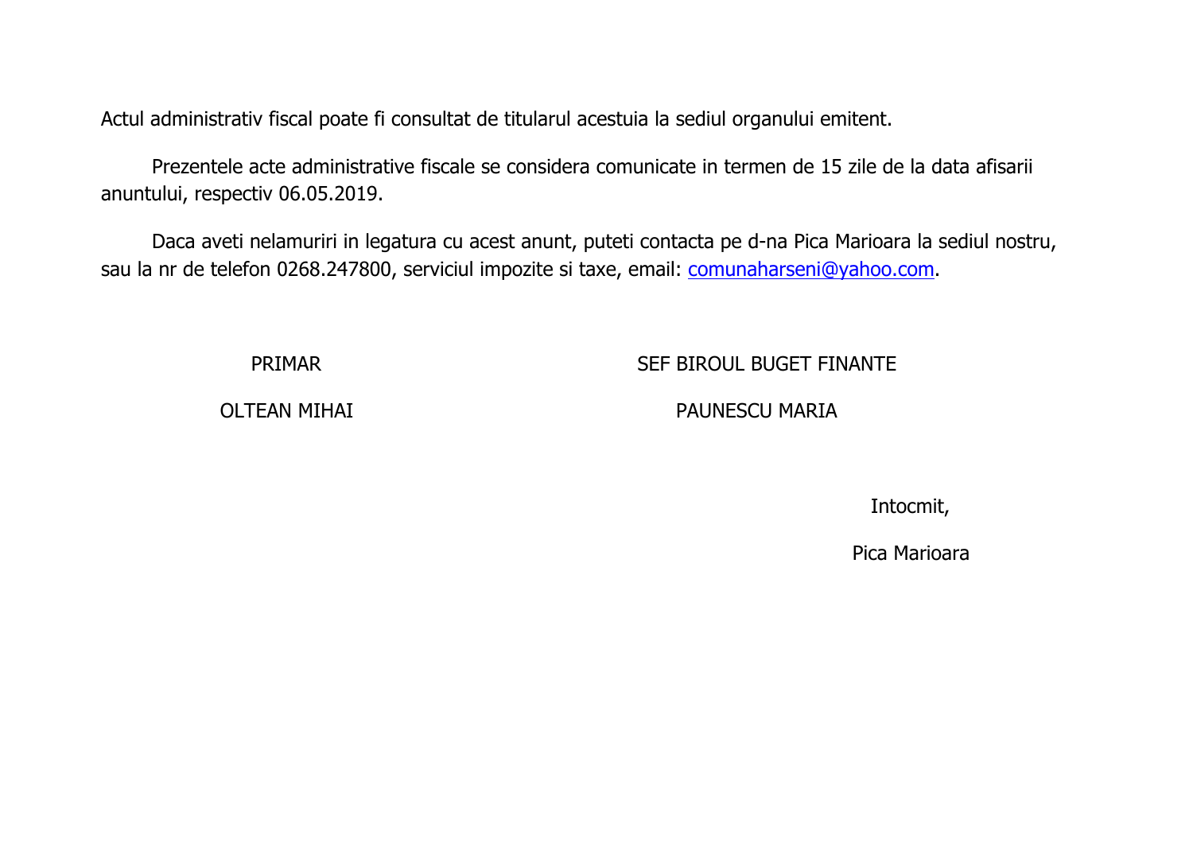Actul administrativ fiscal poate fi consultat de titularul acestuia la sediul organului emitent.

Prezentele acte administrative fiscale se considera comunicate in termen de 15 zile de la data afisarii anuntului, respectiv 06.05.2019.

Daca aveti nelamuriri in legatura cu acest anunt, puteti contacta pe d-na Pica Marioara la sediul nostru, sau la nr de telefon 0268.247800, serviciul impozite si taxe, email: comunaharseni@yahoo.com.

| | |
|---|---|
| PRIMAR | SEF BIROUL BUGET FINANTE |
| OLTEAN MIHAI | PAUNESCU MARIA |

Intocmit,

Pica Marioara